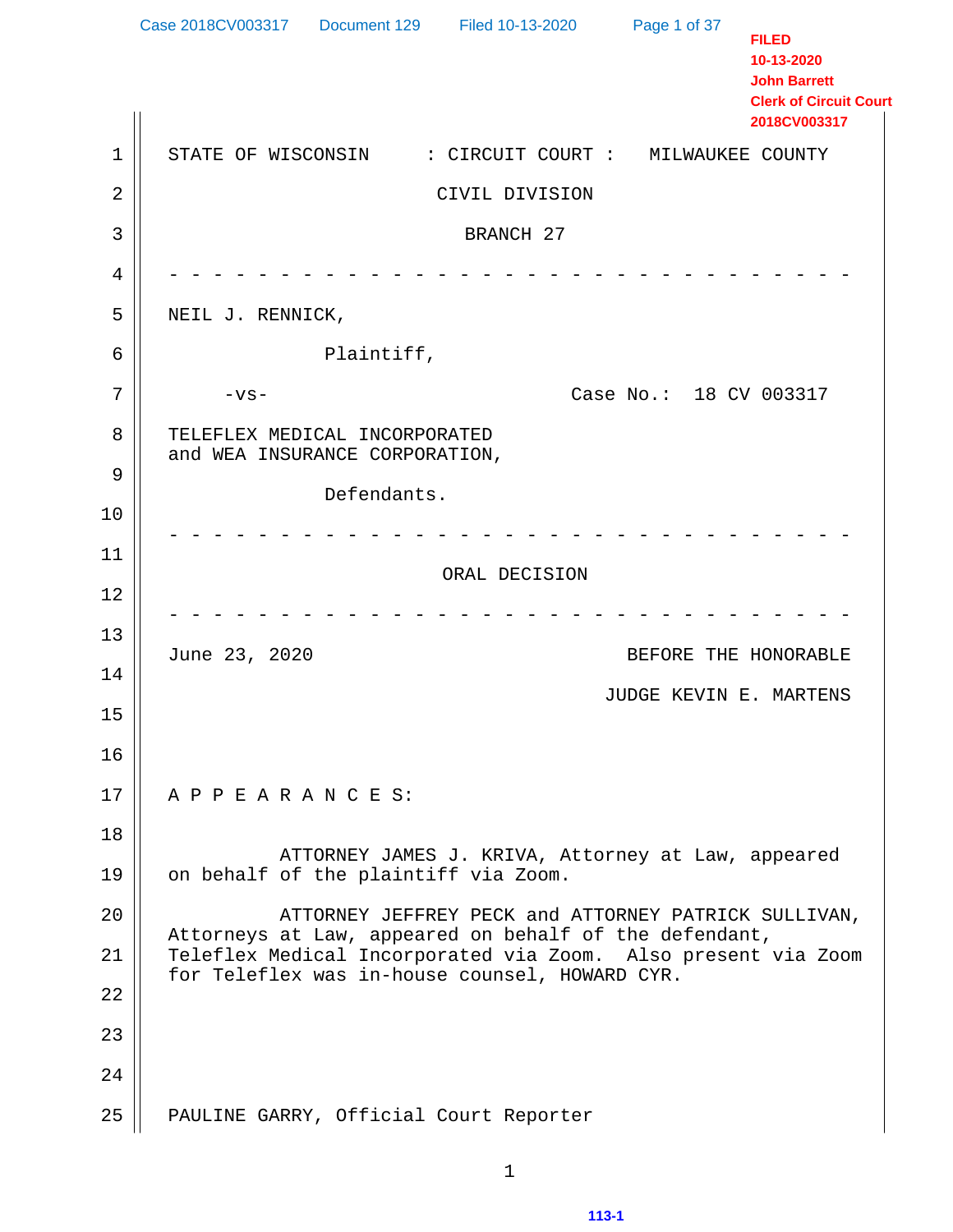FILED
10-13-2020
John Barrett
Clerk of Circuit Court
2018CV003317

STATE OF WISCONSIN : CIRCUIT COURT : MILWAUKEE COUNTY

CIVIL DIVISION

BRANCH 27

- - - - - - - - - - - - - - - - - - - - - - - - - - - - - - - -

NEIL J. RENNICK,

Plaintiff,

-vs- Case No.: 18 CV 003317

TELEFLEX MEDICAL INCORPORATED
and WEA INSURANCE CORPORATION,

Defendants.

- - - - - - - - - - - - - - - - - - - - - - - - - - - - - - - -

ORAL DECISION

- - - - - - - - - - - - - - - - - - - - - - - - - - - - - - - -

June 23, 2020 BEFORE THE HONORABLE

JUDGE KEVIN E. MARTENS

A P P E A R A N C E S:

ATTORNEY JAMES J. KRIVA, Attorney at Law, appeared on behalf of the plaintiff via Zoom.

ATTORNEY JEFFREY PECK and ATTORNEY PATRICK SULLIVAN, Attorneys at Law, appeared on behalf of the defendant, Teleflex Medical Incorporated via Zoom. Also present via Zoom for Teleflex was in-house counsel, HOWARD CYR.

PAULINE GARRY, Official Court Reporter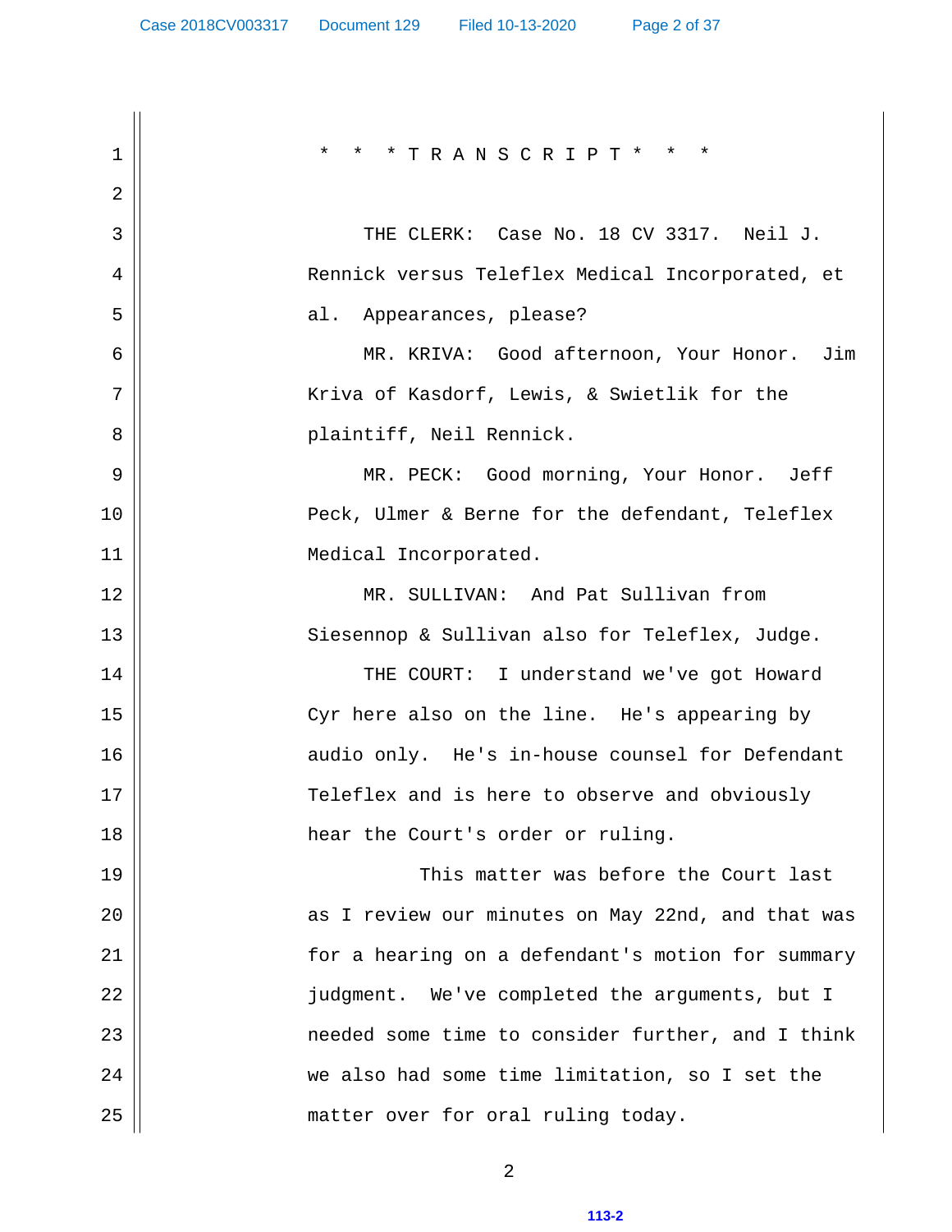\* \* \* T R A N S C R I P T \* \* \*

THE CLERK: Case No. 18 CV 3317. Neil J. Rennick versus Teleflex Medical Incorporated, et al. Appearances, please?

MR. KRIVA: Good afternoon, Your Honor. Jim Kriva of Kasdorf, Lewis, & Swietlik for the plaintiff, Neil Rennick.

MR. PECK: Good morning, Your Honor. Jeff Peck, Ulmer & Berne for the defendant, Teleflex Medical Incorporated.

MR. SULLIVAN: And Pat Sullivan from Siesennop & Sullivan also for Teleflex, Judge.

THE COURT: I understand we've got Howard Cyr here also on the line. He's appearing by audio only. He's in-house counsel for Defendant Teleflex and is here to observe and obviously hear the Court's order or ruling.

This matter was before the Court last as I review our minutes on May 22nd, and that was for a hearing on a defendant's motion for summary judgment. We've completed the arguments, but I needed some time to consider further, and I think we also had some time limitation, so I set the matter over for oral ruling today.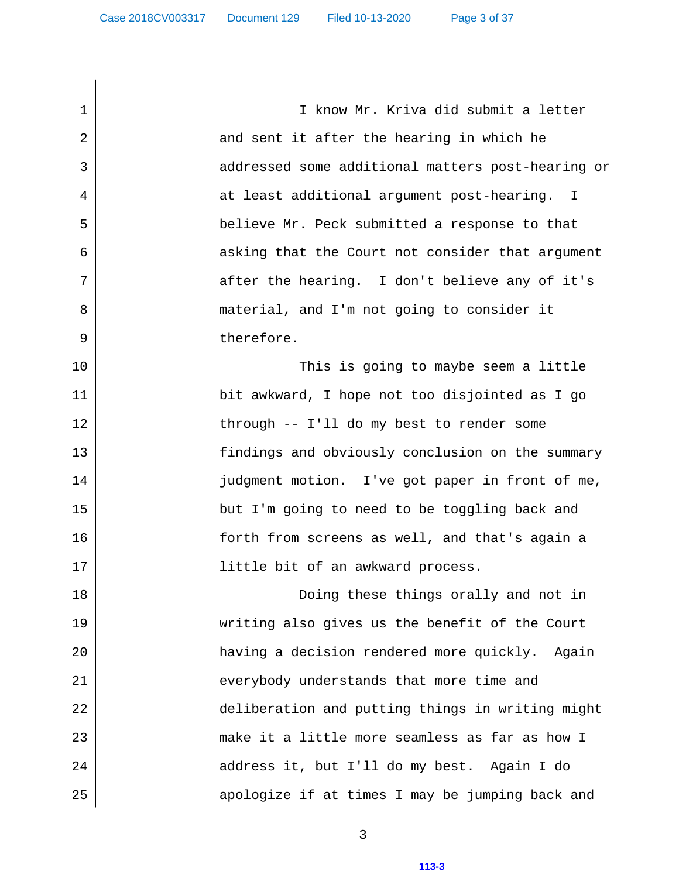I know Mr. Kriva did submit a letter and sent it after the hearing in which he addressed some additional matters post-hearing or at least additional argument post-hearing. I believe Mr. Peck submitted a response to that asking that the Court not consider that argument after the hearing. I don't believe any of it's material, and I'm not going to consider it therefore.

This is going to maybe seem a little bit awkward, I hope not too disjointed as I go through -- I'll do my best to render some findings and obviously conclusion on the summary judgment motion. I've got paper in front of me, but I'm going to need to be toggling back and forth from screens as well, and that's again a little bit of an awkward process.

Doing these things orally and not in writing also gives us the benefit of the Court having a decision rendered more quickly. Again everybody understands that more time and deliberation and putting things in writing might make it a little more seamless as far as how I address it, but I'll do my best. Again I do apologize if at times I may be jumping back and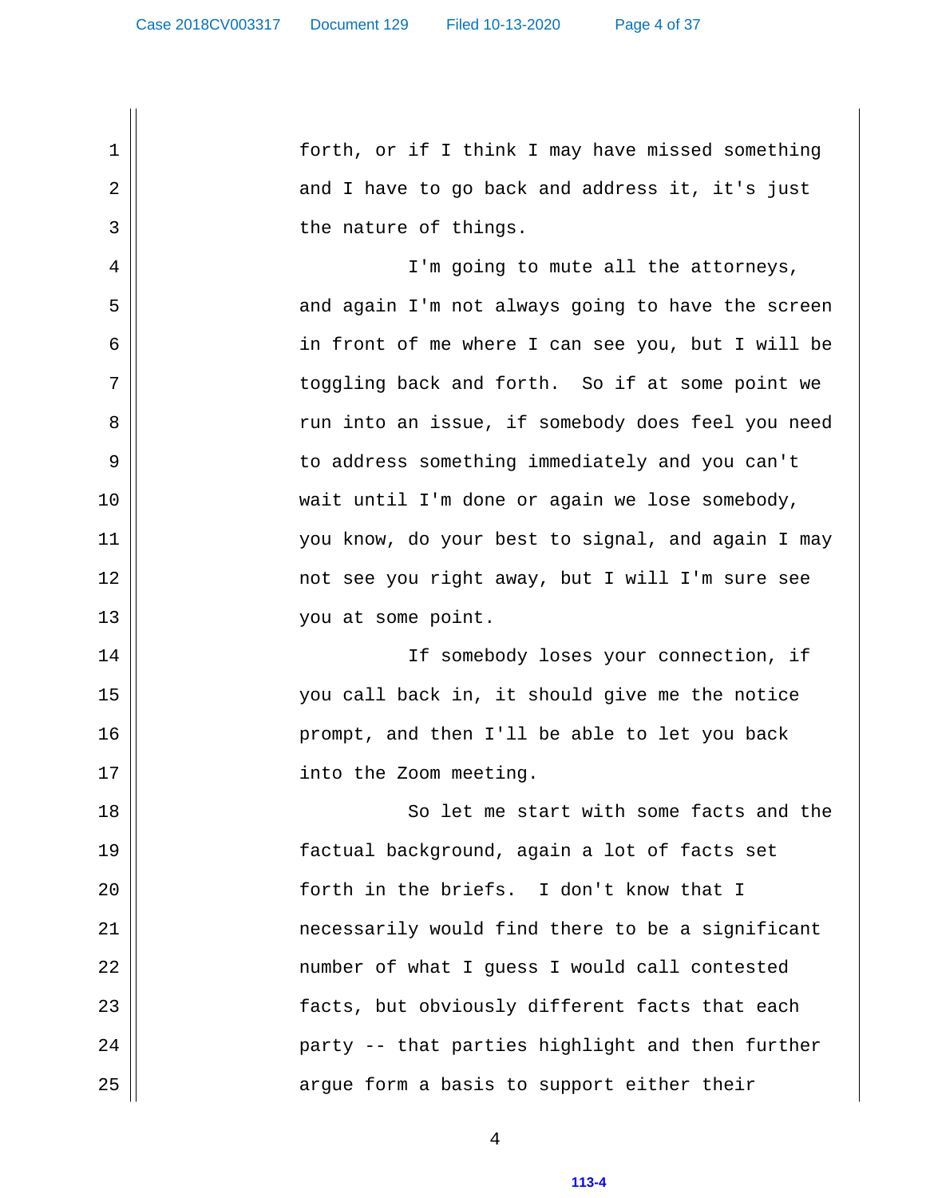forth, or if I think I may have missed something and I have to go back and address it, it's just the nature of things.

I'm going to mute all the attorneys, and again I'm not always going to have the screen in front of me where I can see you, but I will be toggling back and forth. So if at some point we run into an issue, if somebody does feel you need to address something immediately and you can't wait until I'm done or again we lose somebody, you know, do your best to signal, and again I may not see you right away, but I will I'm sure see you at some point.

If somebody loses your connection, if you call back in, it should give me the notice prompt, and then I'll be able to let you back into the Zoom meeting.

So let me start with some facts and the factual background, again a lot of facts set forth in the briefs. I don't know that I necessarily would find there to be a significant number of what I guess I would call contested facts, but obviously different facts that each party -- that parties highlight and then further argue form a basis to support either their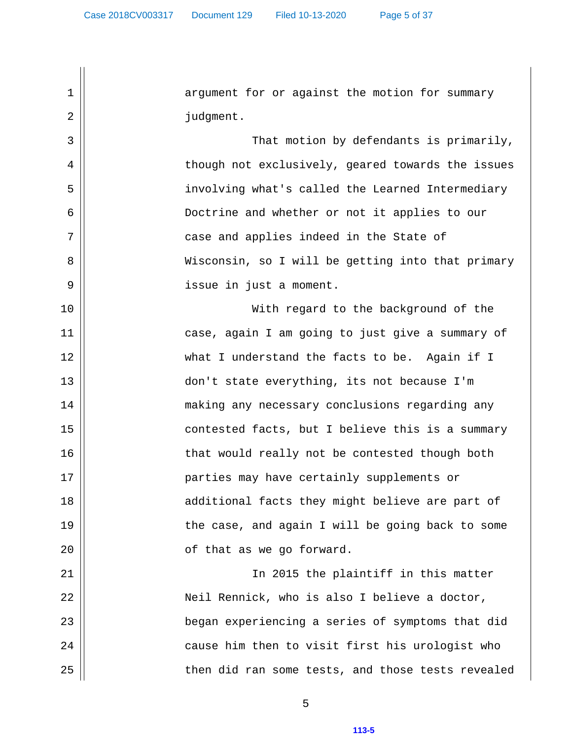argument for or against the motion for summary judgment.

That motion by defendants is primarily, though not exclusively, geared towards the issues involving what's called the Learned Intermediary Doctrine and whether or not it applies to our case and applies indeed in the State of Wisconsin, so I will be getting into that primary issue in just a moment.

With regard to the background of the case, again I am going to just give a summary of what I understand the facts to be. Again if I don't state everything, its not because I'm making any necessary conclusions regarding any contested facts, but I believe this is a summary that would really not be contested though both parties may have certainly supplements or additional facts they might believe are part of the case, and again I will be going back to some of that as we go forward.

In 2015 the plaintiff in this matter Neil Rennick, who is also I believe a doctor, began experiencing a series of symptoms that did cause him then to visit first his urologist who then did ran some tests, and those tests revealed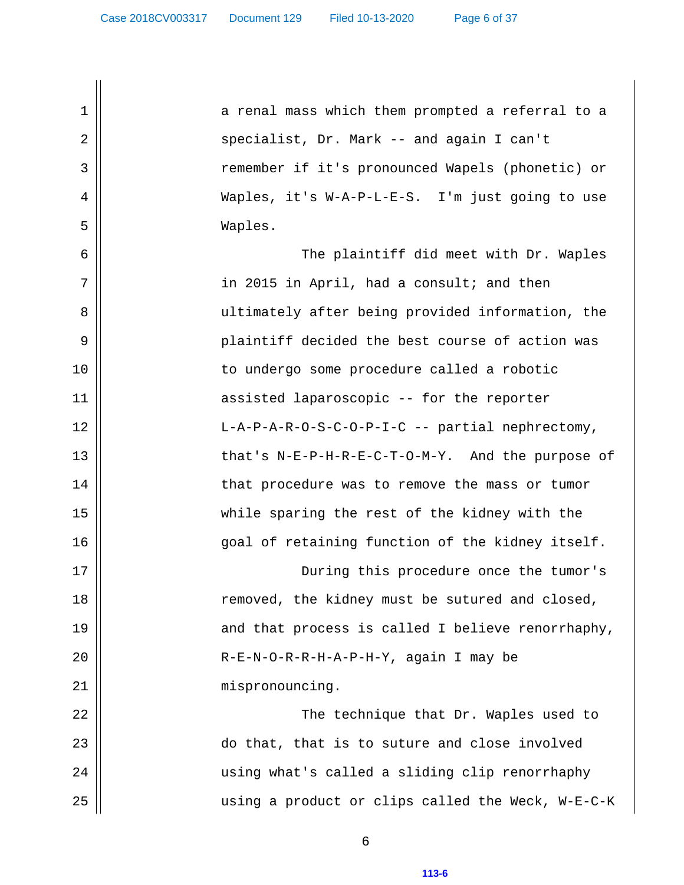1 a renal mass which them prompted a referral to a
2 specialist, Dr. Mark -- and again I can't
3 remember if it's pronounced Wapels (phonetic) or
4 Waples, it's W-A-P-L-E-S. I'm just going to use
5 Waples.
6 The plaintiff did meet with Dr. Waples
7 in 2015 in April, had a consult; and then
8 ultimately after being provided information, the
9 plaintiff decided the best course of action was
10 to undergo some procedure called a robotic
11 assisted laparoscopic -- for the reporter
12 L-A-P-A-R-O-S-C-O-P-I-C -- partial nephrectomy,
13 that's N-E-P-H-R-E-C-T-O-M-Y. And the purpose of
14 that procedure was to remove the mass or tumor
15 while sparing the rest of the kidney with the
16 goal of retaining function of the kidney itself.
17 During this procedure once the tumor's
18 removed, the kidney must be sutured and closed,
19 and that process is called I believe renorrhaphy,
20 R-E-N-O-R-R-H-A-P-H-Y, again I may be
21 mispronouncing.
22 The technique that Dr. Waples used to
23 do that, that is to suture and close involved
24 using what's called a sliding clip renorrhaphy
25 using a product or clips called the Weck, W-E-C-K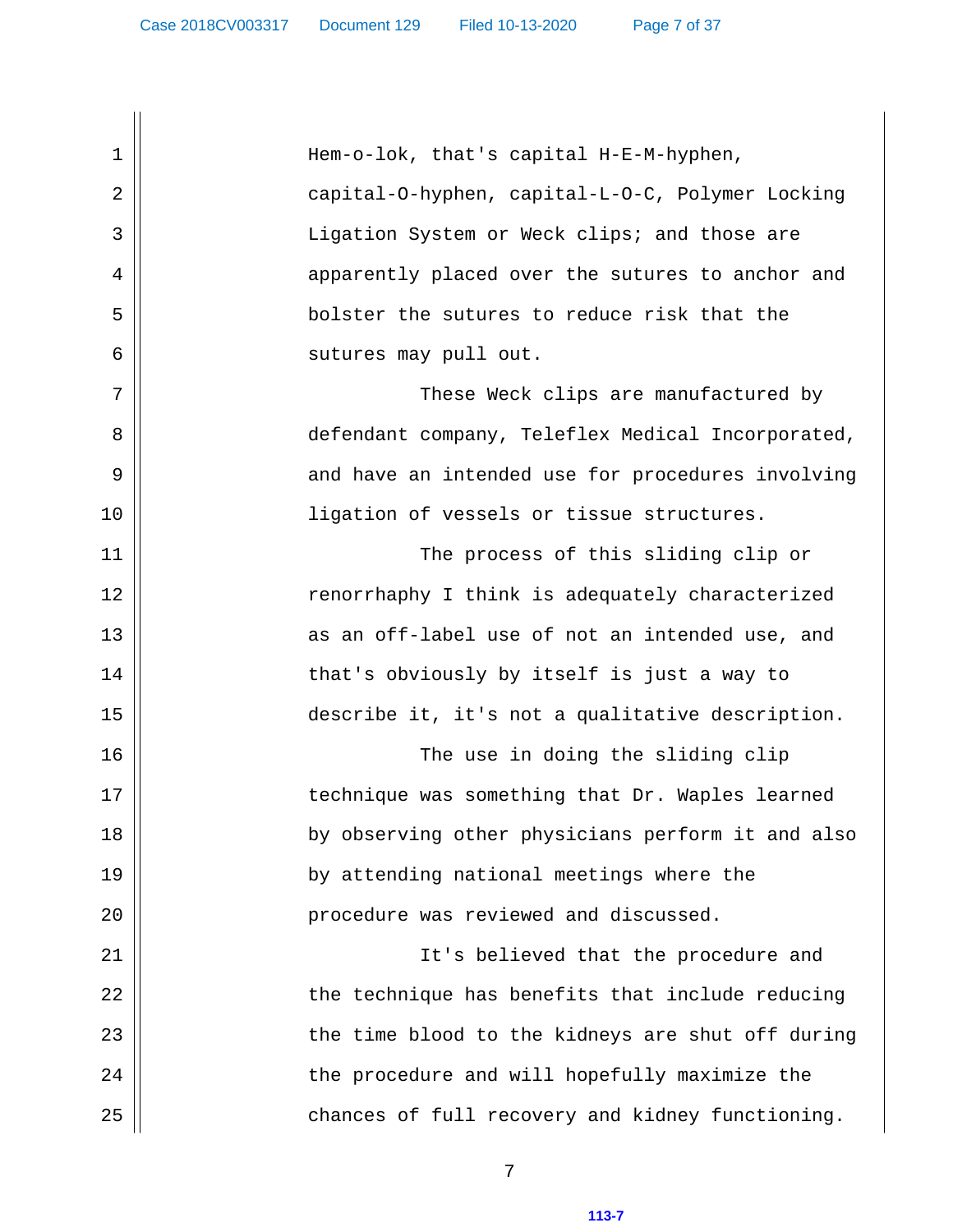Hem-o-lok, that's capital H-E-M-hyphen, capital-O-hyphen, capital-L-O-C, Polymer Locking Ligation System or Weck clips; and those are apparently placed over the sutures to anchor and bolster the sutures to reduce risk that the sutures may pull out.

These Weck clips are manufactured by defendant company, Teleflex Medical Incorporated, and have an intended use for procedures involving ligation of vessels or tissue structures.

The process of this sliding clip or renorrhaphy I think is adequately characterized as an off-label use of not an intended use, and that's obviously by itself is just a way to describe it, it's not a qualitative description.

The use in doing the sliding clip technique was something that Dr. Waples learned by observing other physicians perform it and also by attending national meetings where the procedure was reviewed and discussed.

It's believed that the procedure and the technique has benefits that include reducing the time blood to the kidneys are shut off during the procedure and will hopefully maximize the chances of full recovery and kidney functioning.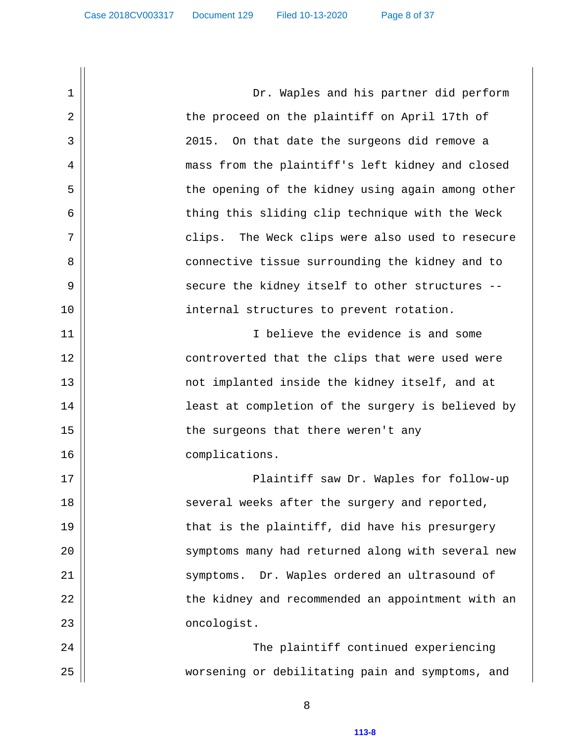Dr. Waples and his partner did perform the proceed on the plaintiff on April 17th of 2015. On that date the surgeons did remove a mass from the plaintiff's left kidney and closed the opening of the kidney using again among other thing this sliding clip technique with the Weck clips. The Weck clips were also used to resecure connective tissue surrounding the kidney and to secure the kidney itself to other structures -- internal structures to prevent rotation.

I believe the evidence is and some controverted that the clips that were used were not implanted inside the kidney itself, and at least at completion of the surgery is believed by the surgeons that there weren't any complications.

Plaintiff saw Dr. Waples for follow-up several weeks after the surgery and reported, that is the plaintiff, did have his presurgery symptoms many had returned along with several new symptoms. Dr. Waples ordered an ultrasound of the kidney and recommended an appointment with an oncologist.

The plaintiff continued experiencing worsening or debilitating pain and symptoms, and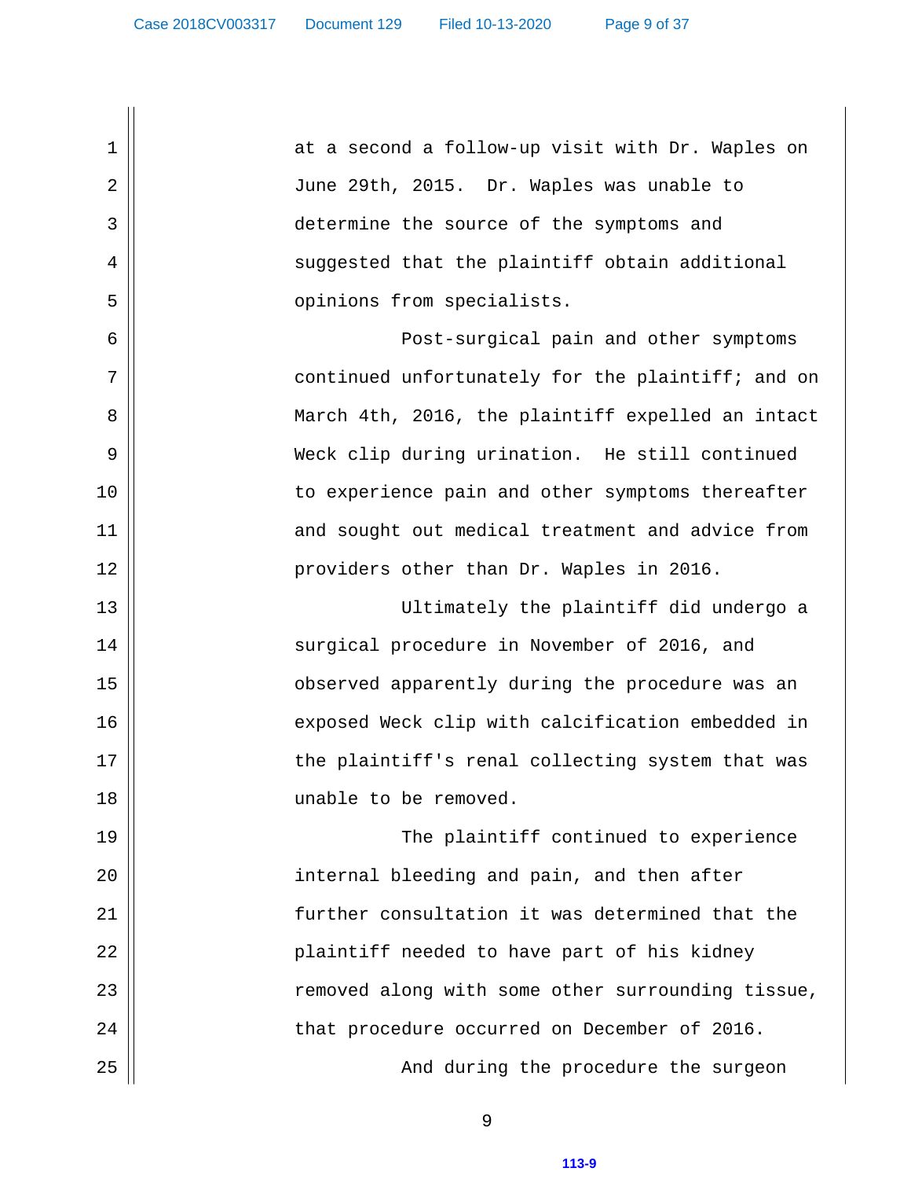at a second a follow-up visit with Dr. Waples on June 29th, 2015. Dr. Waples was unable to determine the source of the symptoms and suggested that the plaintiff obtain additional opinions from specialists.

Post-surgical pain and other symptoms continued unfortunately for the plaintiff; and on March 4th, 2016, the plaintiff expelled an intact Weck clip during urination. He still continued to experience pain and other symptoms thereafter and sought out medical treatment and advice from providers other than Dr. Waples in 2016.

Ultimately the plaintiff did undergo a surgical procedure in November of 2016, and observed apparently during the procedure was an exposed Weck clip with calcification embedded in the plaintiff's renal collecting system that was unable to be removed.

The plaintiff continued to experience internal bleeding and pain, and then after further consultation it was determined that the plaintiff needed to have part of his kidney removed along with some other surrounding tissue, that procedure occurred on December of 2016.

And during the procedure the surgeon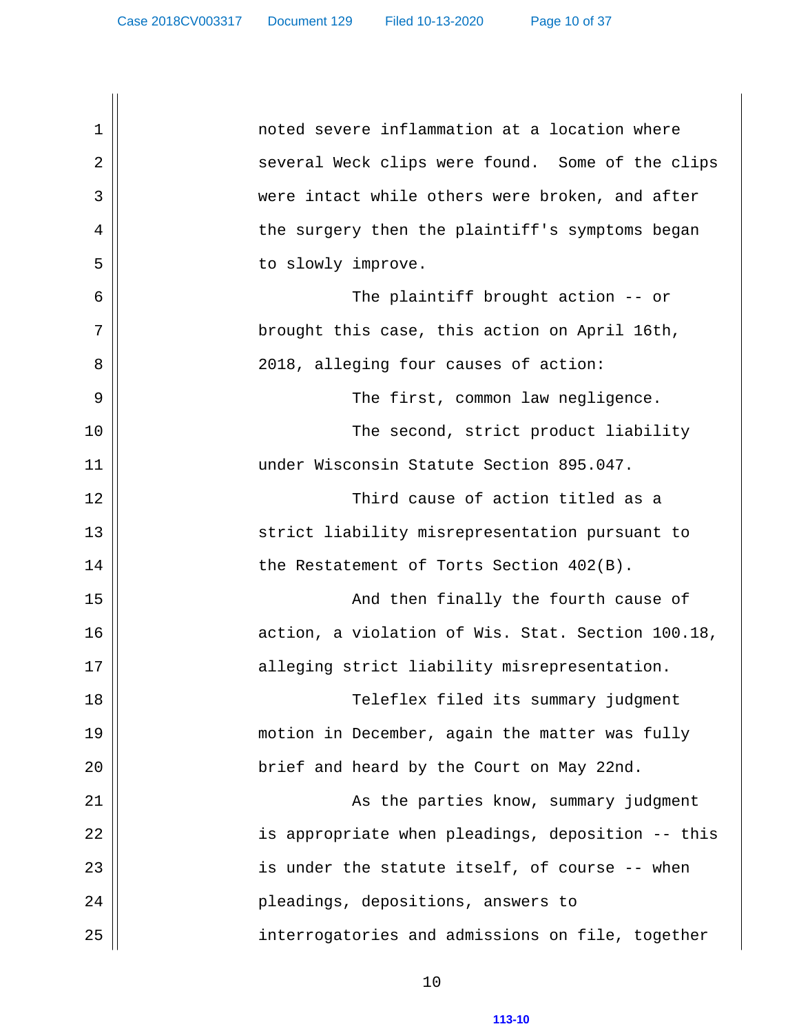noted severe inflammation at a location where several Weck clips were found. Some of the clips were intact while others were broken, and after the surgery then the plaintiff's symptoms began to slowly improve.

The plaintiff brought action -- or brought this case, this action on April 16th, 2018, alleging four causes of action:

The first, common law negligence.

The second, strict product liability under Wisconsin Statute Section 895.047.

Third cause of action titled as a strict liability misrepresentation pursuant to the Restatement of Torts Section 402(B).

And then finally the fourth cause of action, a violation of Wis. Stat. Section 100.18, alleging strict liability misrepresentation.

Teleflex filed its summary judgment motion in December, again the matter was fully brief and heard by the Court on May 22nd.

As the parties know, summary judgment is appropriate when pleadings, deposition -- this is under the statute itself, of course -- when pleadings, depositions, answers to interrogatories and admissions on file, together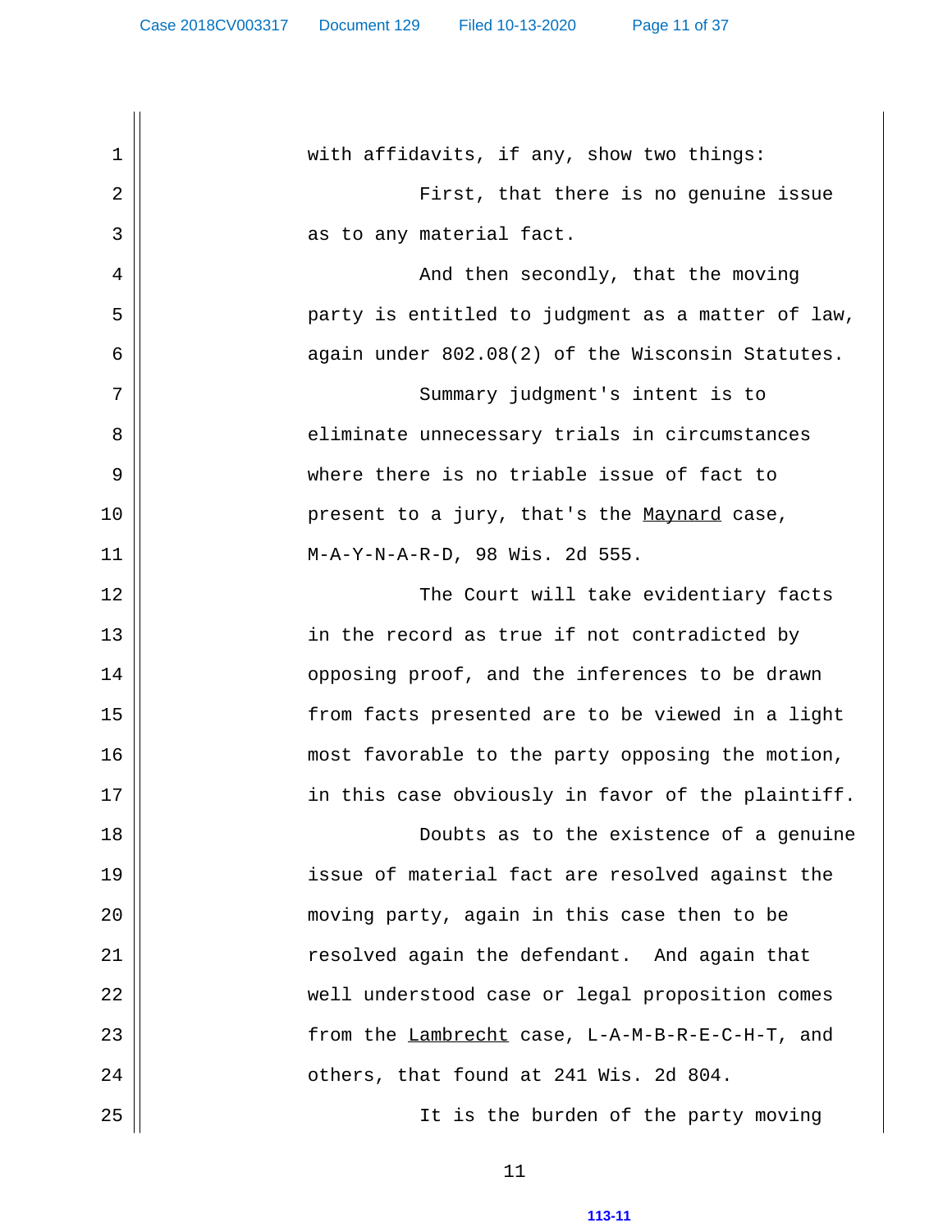with affidavits, if any, show two things:

First, that there is no genuine issue as to any material fact.

And then secondly, that the moving party is entitled to judgment as a matter of law, again under 802.08(2) of the Wisconsin Statutes.

Summary judgment's intent is to eliminate unnecessary trials in circumstances where there is no triable issue of fact to present to a jury, that's the Maynard case, M-A-Y-N-A-R-D, 98 Wis. 2d 555.

The Court will take evidentiary facts in the record as true if not contradicted by opposing proof, and the inferences to be drawn from facts presented are to be viewed in a light most favorable to the party opposing the motion, in this case obviously in favor of the plaintiff.

Doubts as to the existence of a genuine issue of material fact are resolved against the moving party, again in this case then to be resolved again the defendant. And again that well understood case or legal proposition comes from the Lambrecht case, L-A-M-B-R-E-C-H-T, and others, that found at 241 Wis. 2d 804.

It is the burden of the party moving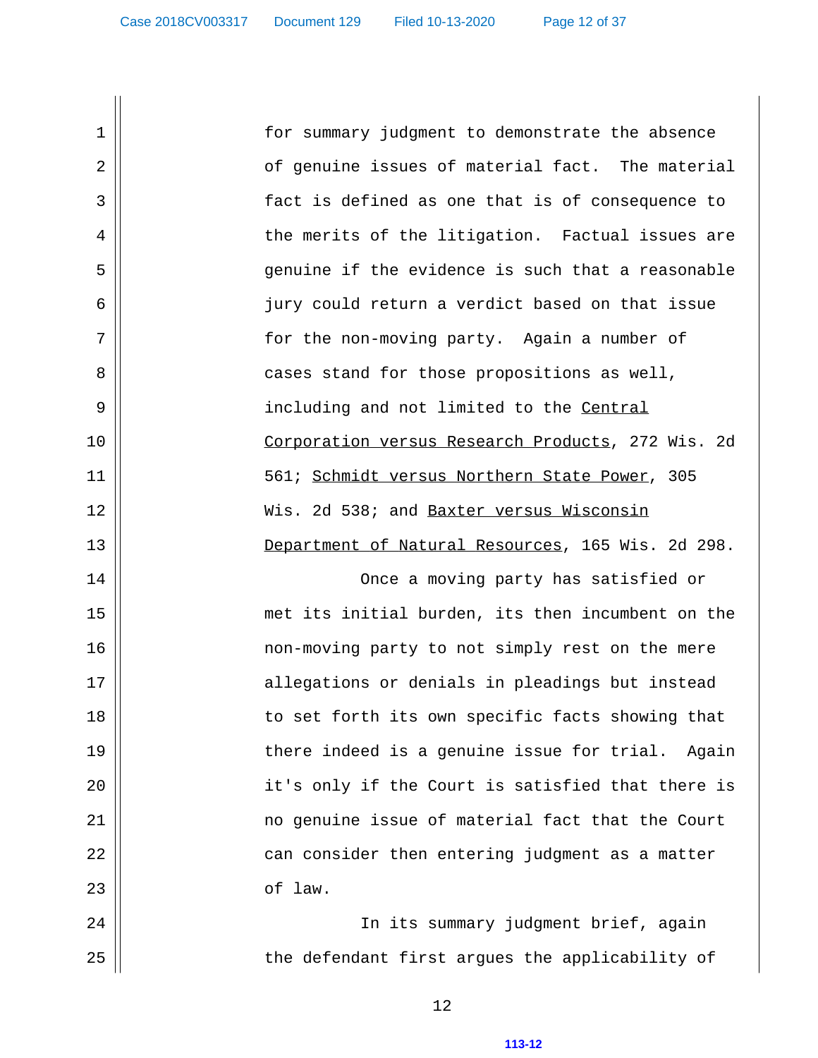for summary judgment to demonstrate the absence of genuine issues of material fact. The material fact is defined as one that is of consequence to the merits of the litigation. Factual issues are genuine if the evidence is such that a reasonable jury could return a verdict based on that issue for the non-moving party. Again a number of cases stand for those propositions as well, including and not limited to the Central Corporation versus Research Products, 272 Wis. 2d 561; Schmidt versus Northern State Power, 305 Wis. 2d 538; and Baxter versus Wisconsin Department of Natural Resources, 165 Wis. 2d 298.

Once a moving party has satisfied or met its initial burden, its then incumbent on the non-moving party to not simply rest on the mere allegations or denials in pleadings but instead to set forth its own specific facts showing that there indeed is a genuine issue for trial. Again it's only if the Court is satisfied that there is no genuine issue of material fact that the Court can consider then entering judgment as a matter of law.

In its summary judgment brief, again the defendant first argues the applicability of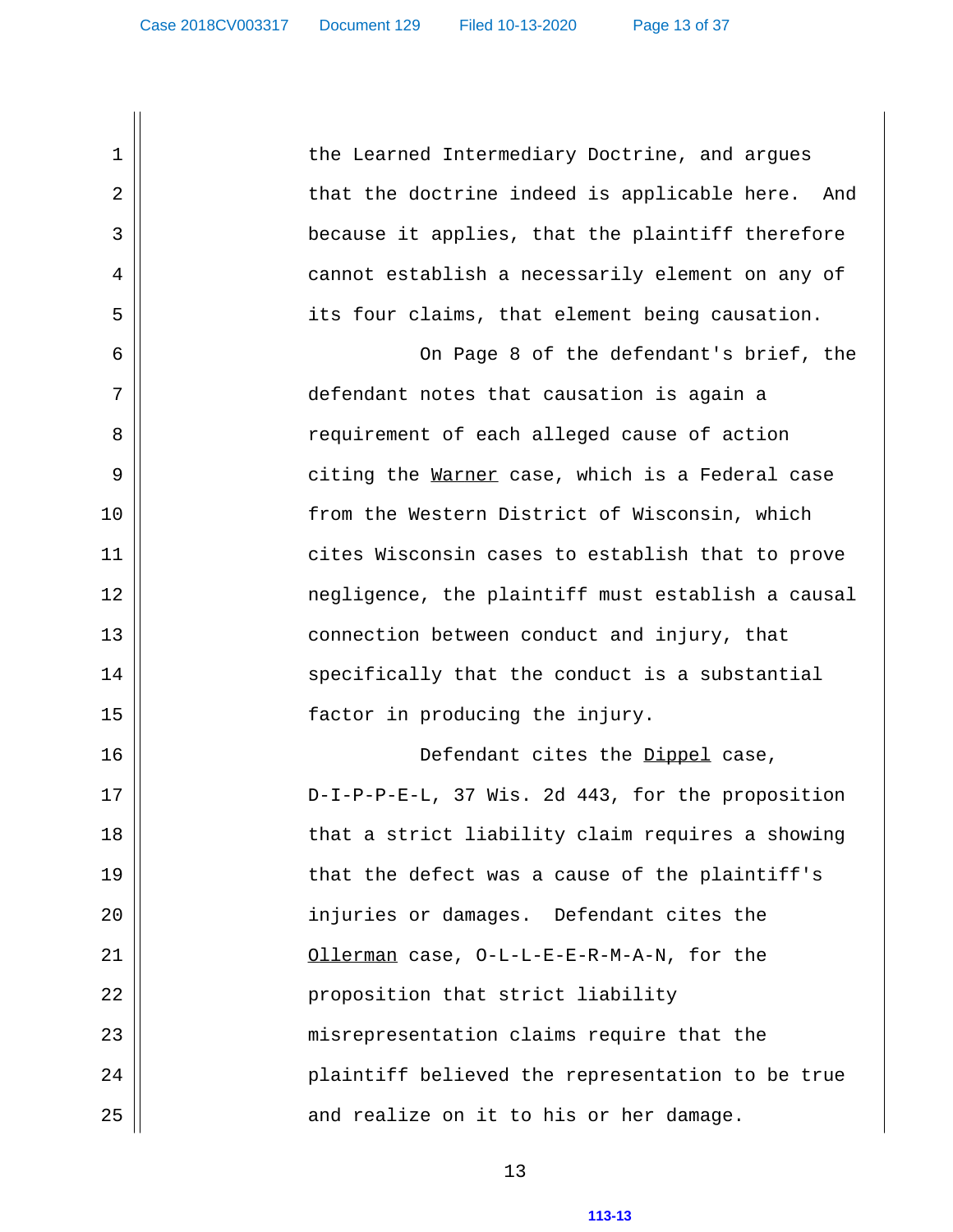the Learned Intermediary Doctrine, and argues that the doctrine indeed is applicable here. And because it applies, that the plaintiff therefore cannot establish a necessarily element on any of its four claims, that element being causation.

On Page 8 of the defendant's brief, the defendant notes that causation is again a requirement of each alleged cause of action citing the Warner case, which is a Federal case from the Western District of Wisconsin, which cites Wisconsin cases to establish that to prove negligence, the plaintiff must establish a causal connection between conduct and injury, that specifically that the conduct is a substantial factor in producing the injury.

Defendant cites the Dippel case, D-I-P-P-E-L, 37 Wis. 2d 443, for the proposition that a strict liability claim requires a showing that the defect was a cause of the plaintiff's injuries or damages. Defendant cites the Ollerman case, O-L-L-E-E-R-M-A-N, for the proposition that strict liability misrepresentation claims require that the plaintiff believed the representation to be true and realize on it to his or her damage.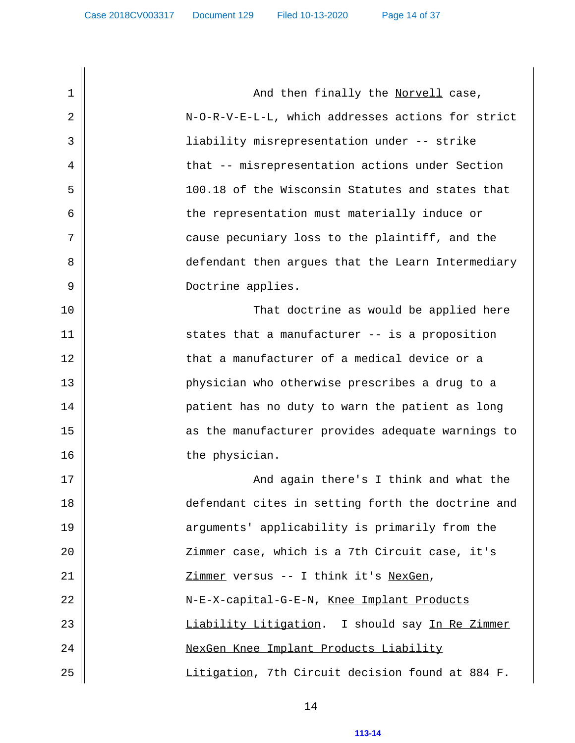1 And then finally the _Norvell_ case,
2 N-O-R-V-E-L-L, which addresses actions for strict
3 liability misrepresentation under -- strike
4 that -- misrepresentation actions under Section
5 100.18 of the Wisconsin Statutes and states that
6 the representation must materially induce or
7 cause pecuniary loss to the plaintiff, and the
8 defendant then argues that the Learn Intermediary
9 Doctrine applies.
10 That doctrine as would be applied here
11 states that a manufacturer -- is a proposition
12 that a manufacturer of a medical device or a
13 physician who otherwise prescribes a drug to a
14 patient has no duty to warn the patient as long
15 as the manufacturer provides adequate warnings to
16 the physician.
17 And again there's I think and what the
18 defendant cites in setting forth the doctrine and
19 arguments' applicability is primarily from the
20 _Zimmer_ case, which is a 7th Circuit case, it's
21 _Zimmer_ versus -- I think it's _NexGen_,
22 N-E-X-capital-G-E-N, _Knee Implant Products_
23 _Liability Litigation_. I should say _In Re Zimmer_
24 _NexGen Knee Implant Products Liability_
25 _Litigation_, 7th Circuit decision found at 884 F.

113-14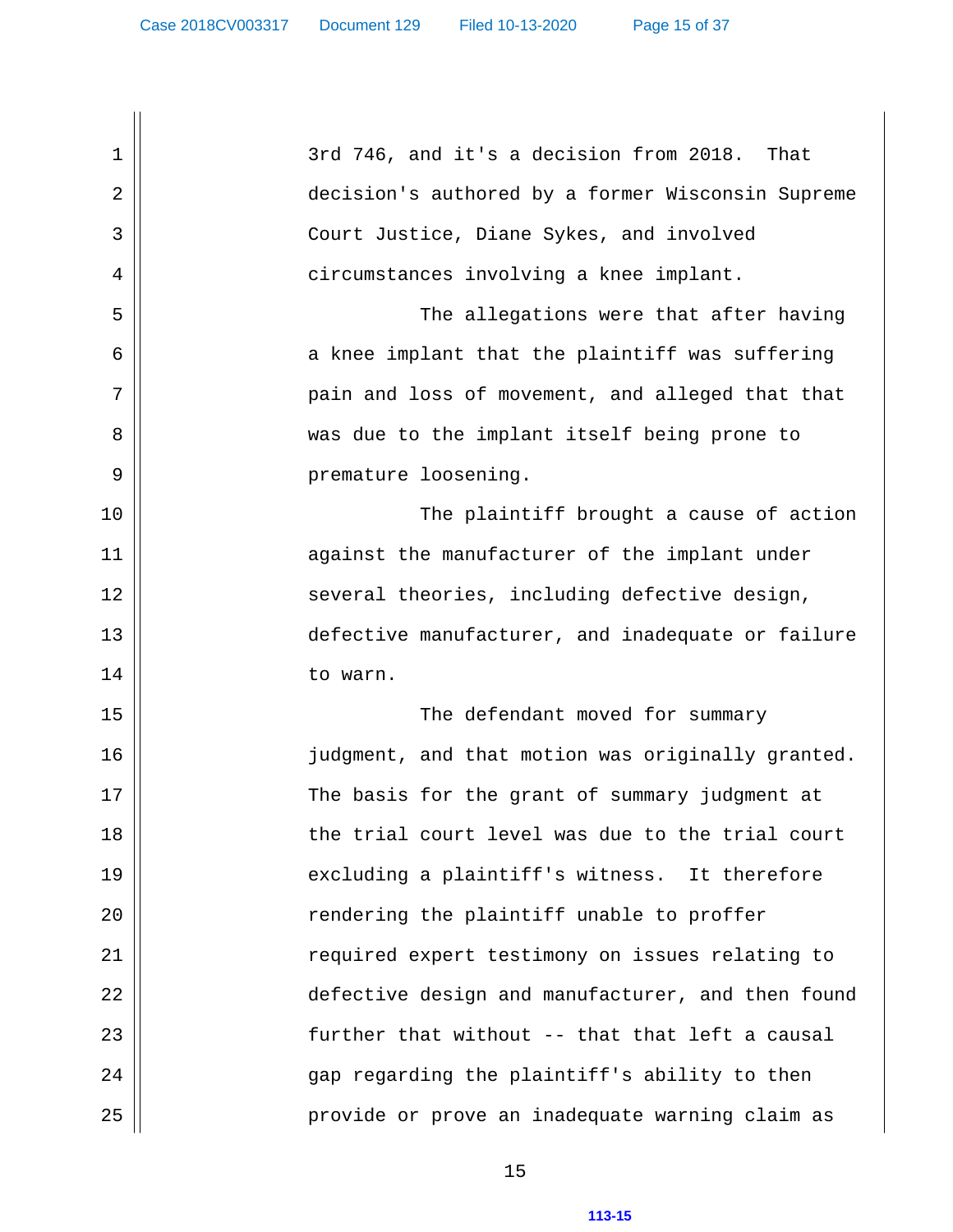3rd 746, and it's a decision from 2018. That decision's authored by a former Wisconsin Supreme Court Justice, Diane Sykes, and involved circumstances involving a knee implant.

The allegations were that after having a knee implant that the plaintiff was suffering pain and loss of movement, and alleged that that was due to the implant itself being prone to premature loosening.

The plaintiff brought a cause of action against the manufacturer of the implant under several theories, including defective design, defective manufacturer, and inadequate or failure to warn.

The defendant moved for summary judgment, and that motion was originally granted. The basis for the grant of summary judgment at the trial court level was due to the trial court excluding a plaintiff's witness. It therefore rendering the plaintiff unable to proffer required expert testimony on issues relating to defective design and manufacturer, and then found further that without -- that that left a causal gap regarding the plaintiff's ability to then provide or prove an inadequate warning claim as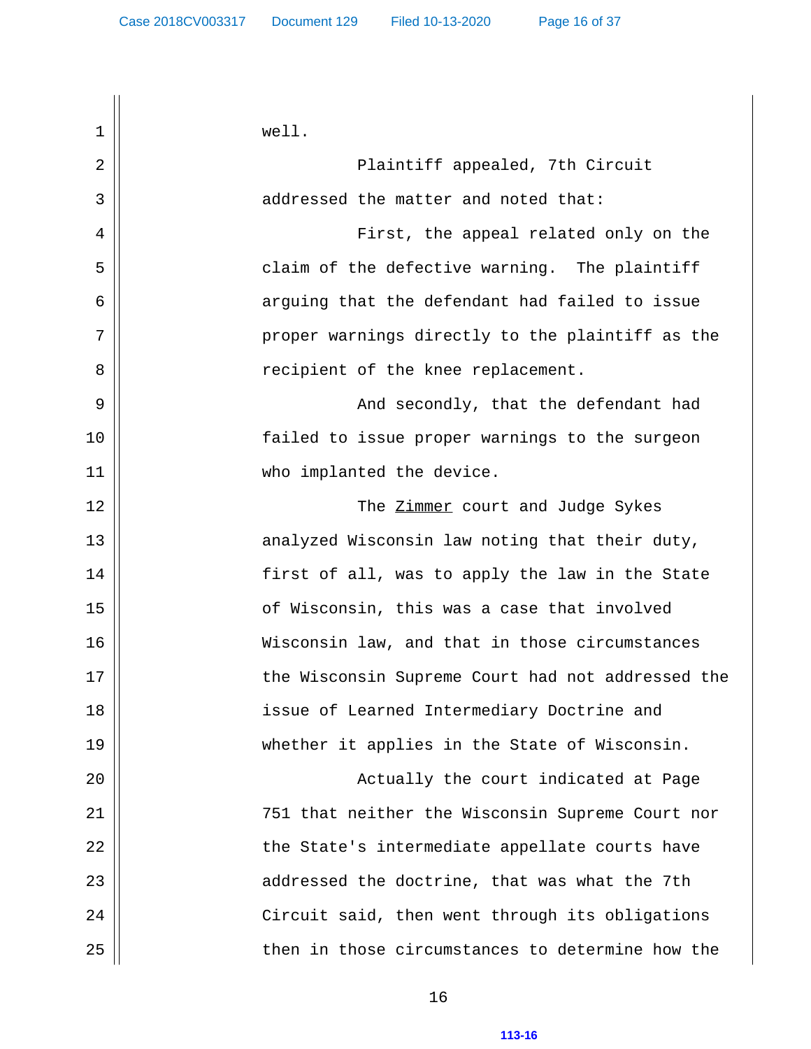well.

Plaintiff appealed, 7th Circuit addressed the matter and noted that:

First, the appeal related only on the claim of the defective warning. The plaintiff arguing that the defendant had failed to issue proper warnings directly to the plaintiff as the recipient of the knee replacement.

And secondly, that the defendant had failed to issue proper warnings to the surgeon who implanted the device.

The Zimmer court and Judge Sykes analyzed Wisconsin law noting that their duty, first of all, was to apply the law in the State of Wisconsin, this was a case that involved Wisconsin law, and that in those circumstances the Wisconsin Supreme Court had not addressed the issue of Learned Intermediary Doctrine and whether it applies in the State of Wisconsin.

Actually the court indicated at Page 751 that neither the Wisconsin Supreme Court nor the State's intermediate appellate courts have addressed the doctrine, that was what the 7th Circuit said, then went through its obligations then in those circumstances to determine how the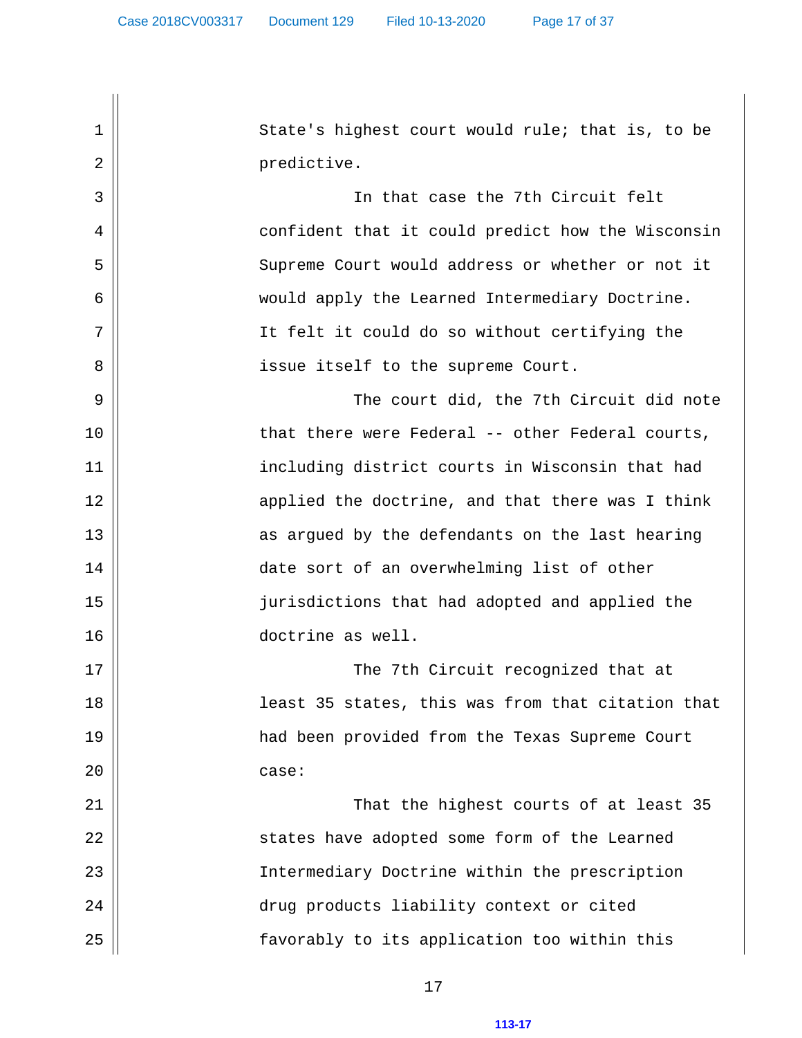State's highest court would rule; that is, to be predictive.

In that case the 7th Circuit felt confident that it could predict how the Wisconsin Supreme Court would address or whether or not it would apply the Learned Intermediary Doctrine. It felt it could do so without certifying the issue itself to the supreme Court.

The court did, the 7th Circuit did note that there were Federal -- other Federal courts, including district courts in Wisconsin that had applied the doctrine, and that there was I think as argued by the defendants on the last hearing date sort of an overwhelming list of other jurisdictions that had adopted and applied the doctrine as well.

The 7th Circuit recognized that at least 35 states, this was from that citation that had been provided from the Texas Supreme Court case:

That the highest courts of at least 35 states have adopted some form of the Learned Intermediary Doctrine within the prescription drug products liability context or cited favorably to its application too within this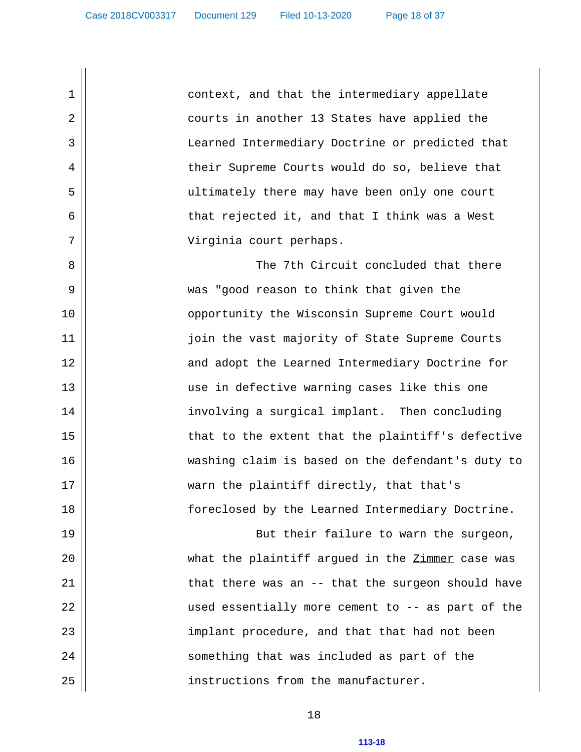context, and that the intermediary appellate courts in another 13 States have applied the Learned Intermediary Doctrine or predicted that their Supreme Courts would do so, believe that ultimately there may have been only one court that rejected it, and that I think was a West Virginia court perhaps.

The 7th Circuit concluded that there was "good reason to think that given the opportunity the Wisconsin Supreme Court would join the vast majority of State Supreme Courts and adopt the Learned Intermediary Doctrine for use in defective warning cases like this one involving a surgical implant. Then concluding that to the extent that the plaintiff's defective washing claim is based on the defendant's duty to warn the plaintiff directly, that that's foreclosed by the Learned Intermediary Doctrine.

But their failure to warn the surgeon, what the plaintiff argued in the Zimmer case was that there was an -- that the surgeon should have used essentially more cement to -- as part of the implant procedure, and that that had not been something that was included as part of the instructions from the manufacturer.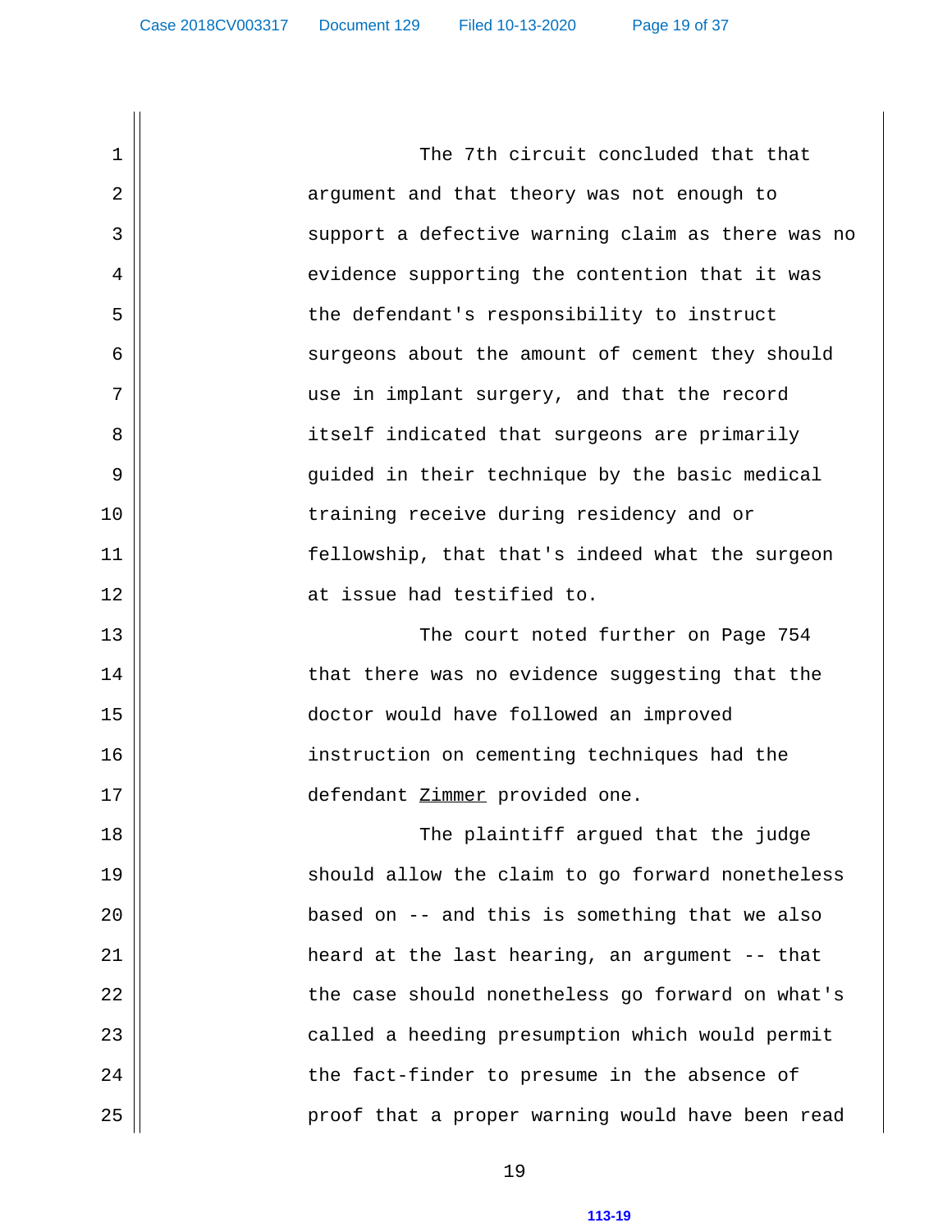The 7th circuit concluded that that argument and that theory was not enough to support a defective warning claim as there was no evidence supporting the contention that it was the defendant's responsibility to instruct surgeons about the amount of cement they should use in implant surgery, and that the record itself indicated that surgeons are primarily guided in their technique by the basic medical training receive during residency and or fellowship, that that's indeed what the surgeon at issue had testified to.

The court noted further on Page 754 that there was no evidence suggesting that the doctor would have followed an improved instruction on cementing techniques had the defendant Zimmer provided one.

The plaintiff argued that the judge should allow the claim to go forward nonetheless based on -- and this is something that we also heard at the last hearing, an argument -- that the case should nonetheless go forward on what's called a heeding presumption which would permit the fact-finder to presume in the absence of proof that a proper warning would have been read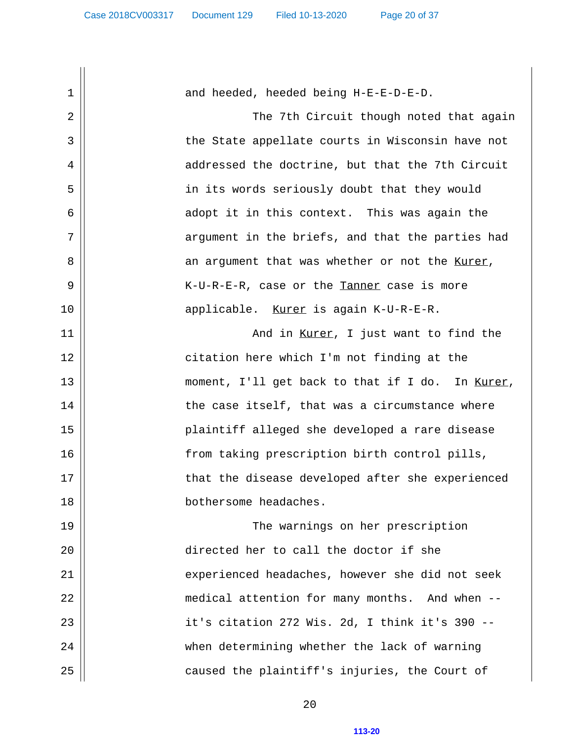1 and heeded, heeded being H-E-E-D-E-D.

2 The 7th Circuit though noted that again
3 the State appellate courts in Wisconsin have not
4 addressed the doctrine, but that the 7th Circuit
5 in its words seriously doubt that they would
6 adopt it in this context. This was again the
7 argument in the briefs, and that the parties had
8 an argument that was whether or not the Kurer,
9 K-U-R-E-R, case or the Tanner case is more
10 applicable. Kurer is again K-U-R-E-R.

11 And in Kurer, I just want to find the
12 citation here which I'm not finding at the
13 moment, I'll get back to that if I do. In Kurer,
14 the case itself, that was a circumstance where
15 plaintiff alleged she developed a rare disease
16 from taking prescription birth control pills,
17 that the disease developed after she experienced
18 bothersome headaches.

19 The warnings on her prescription
20 directed her to call the doctor if she
21 experienced headaches, however she did not seek
22 medical attention for many months. And when --
23 it's citation 272 Wis. 2d, I think it's 390 --
24 when determining whether the lack of warning
25 caused the plaintiff's injuries, the Court of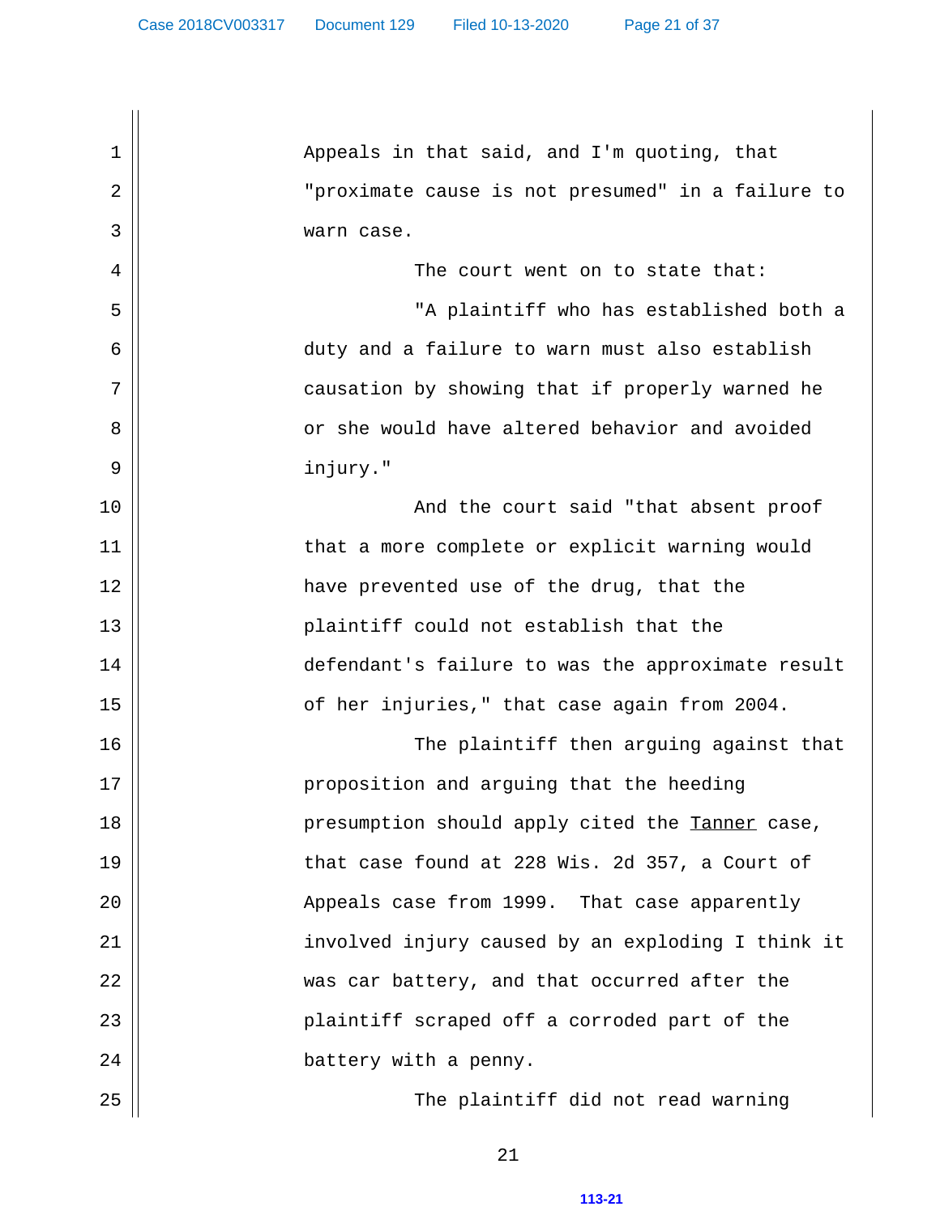Appeals in that said, and I'm quoting, that "proximate cause is not presumed" in a failure to warn case.

The court went on to state that:

"A plaintiff who has established both a duty and a failure to warn must also establish causation by showing that if properly warned he or she would have altered behavior and avoided injury."

And the court said "that absent proof that a more complete or explicit warning would have prevented use of the drug, that the plaintiff could not establish that the defendant's failure to was the approximate result of her injuries," that case again from 2004.

The plaintiff then arguing against that proposition and arguing that the heeding presumption should apply cited the Tanner case, that case found at 228 Wis. 2d 357, a Court of Appeals case from 1999. That case apparently involved injury caused by an exploding I think it was car battery, and that occurred after the plaintiff scraped off a corroded part of the battery with a penny.

The plaintiff did not read warning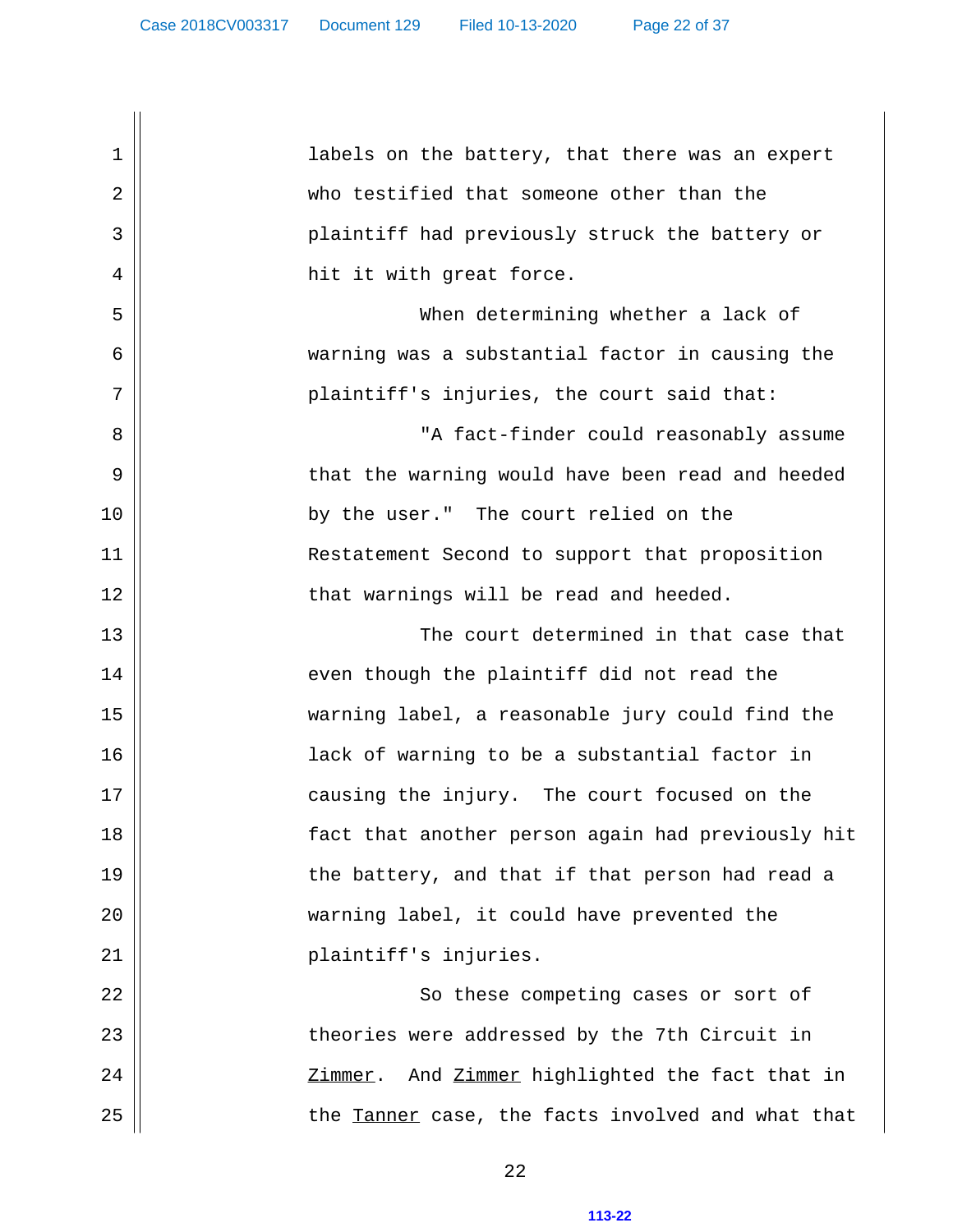labels on the battery, that there was an expert who testified that someone other than the plaintiff had previously struck the battery or hit it with great force.

When determining whether a lack of warning was a substantial factor in causing the plaintiff's injuries, the court said that:

"A fact-finder could reasonably assume that the warning would have been read and heeded by the user." The court relied on the Restatement Second to support that proposition that warnings will be read and heeded.

The court determined in that case that even though the plaintiff did not read the warning label, a reasonable jury could find the lack of warning to be a substantial factor in causing the injury. The court focused on the fact that another person again had previously hit the battery, and that if that person had read a warning label, it could have prevented the plaintiff's injuries.

So these competing cases or sort of theories were addressed by the 7th Circuit in _Zimmer_. And _Zimmer_ highlighted the fact that in the _Tanner_ case, the facts involved and what that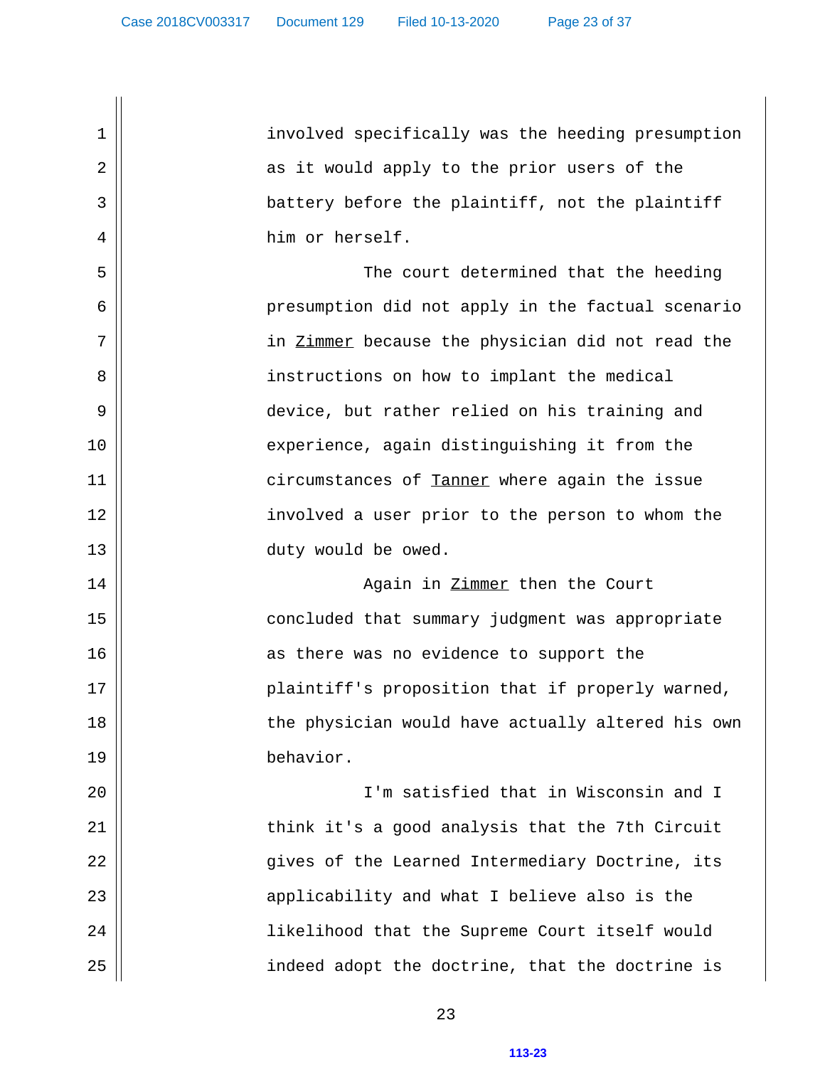involved specifically was the heeding presumption as it would apply to the prior users of the battery before the plaintiff, not the plaintiff him or herself.

The court determined that the heeding presumption did not apply in the factual scenario in Zimmer because the physician did not read the instructions on how to implant the medical device, but rather relied on his training and experience, again distinguishing it from the circumstances of Tanner where again the issue involved a user prior to the person to whom the duty would be owed.

Again in Zimmer then the Court concluded that summary judgment was appropriate as there was no evidence to support the plaintiff's proposition that if properly warned, the physician would have actually altered his own behavior.

I'm satisfied that in Wisconsin and I think it's a good analysis that the 7th Circuit gives of the Learned Intermediary Doctrine, its applicability and what I believe also is the likelihood that the Supreme Court itself would indeed adopt the doctrine, that the doctrine is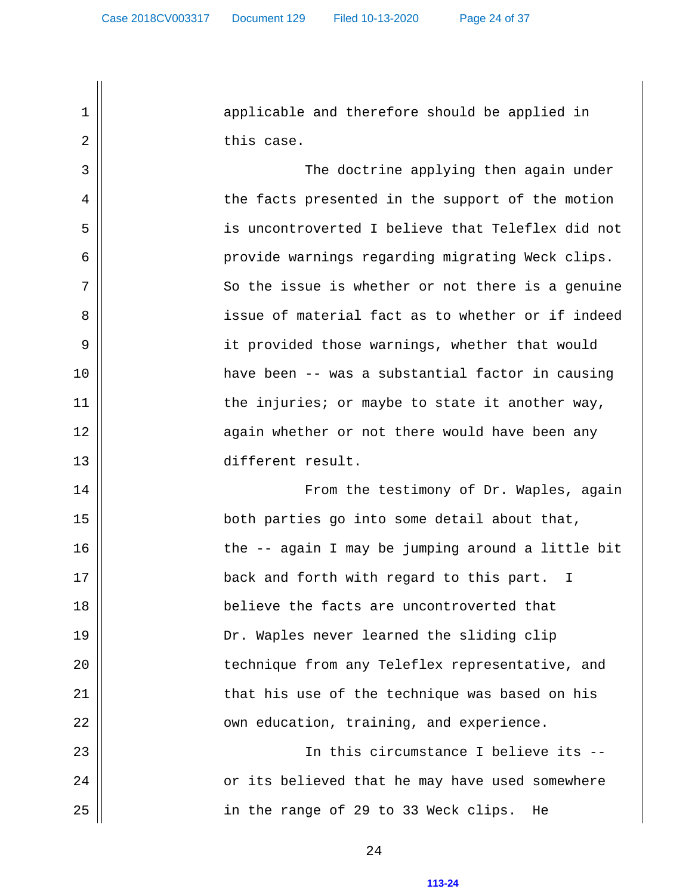applicable and therefore should be applied in this case.

The doctrine applying then again under the facts presented in the support of the motion is uncontroverted I believe that Teleflex did not provide warnings regarding migrating Weck clips. So the issue is whether or not there is a genuine issue of material fact as to whether or if indeed it provided those warnings, whether that would have been -- was a substantial factor in causing the injuries; or maybe to state it another way, again whether or not there would have been any different result.

From the testimony of Dr. Waples, again both parties go into some detail about that, the -- again I may be jumping around a little bit back and forth with regard to this part. I believe the facts are uncontroverted that Dr. Waples never learned the sliding clip technique from any Teleflex representative, and that his use of the technique was based on his own education, training, and experience.

In this circumstance I believe its -- or its believed that he may have used somewhere in the range of 29 to 33 Weck clips. He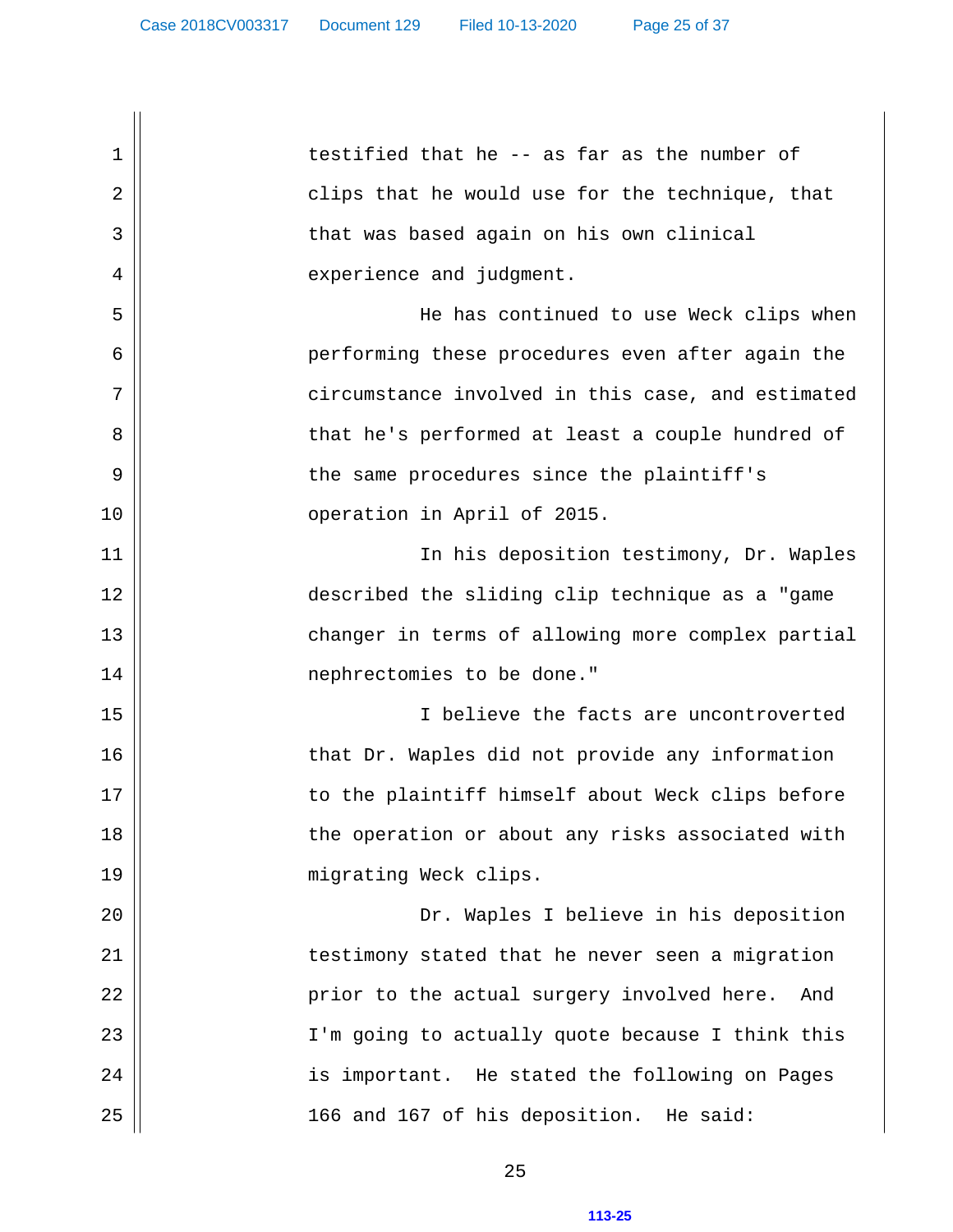testified that he -- as far as the number of clips that he would use for the technique, that that was based again on his own clinical experience and judgment.

He has continued to use Weck clips when performing these procedures even after again the circumstance involved in this case, and estimated that he's performed at least a couple hundred of the same procedures since the plaintiff's operation in April of 2015.

In his deposition testimony, Dr. Waples described the sliding clip technique as a "game changer in terms of allowing more complex partial nephrectomies to be done."

I believe the facts are uncontroverted that Dr. Waples did not provide any information to the plaintiff himself about Weck clips before the operation or about any risks associated with migrating Weck clips.

Dr. Waples I believe in his deposition testimony stated that he never seen a migration prior to the actual surgery involved here. And I'm going to actually quote because I think this is important. He stated the following on Pages 166 and 167 of his deposition. He said: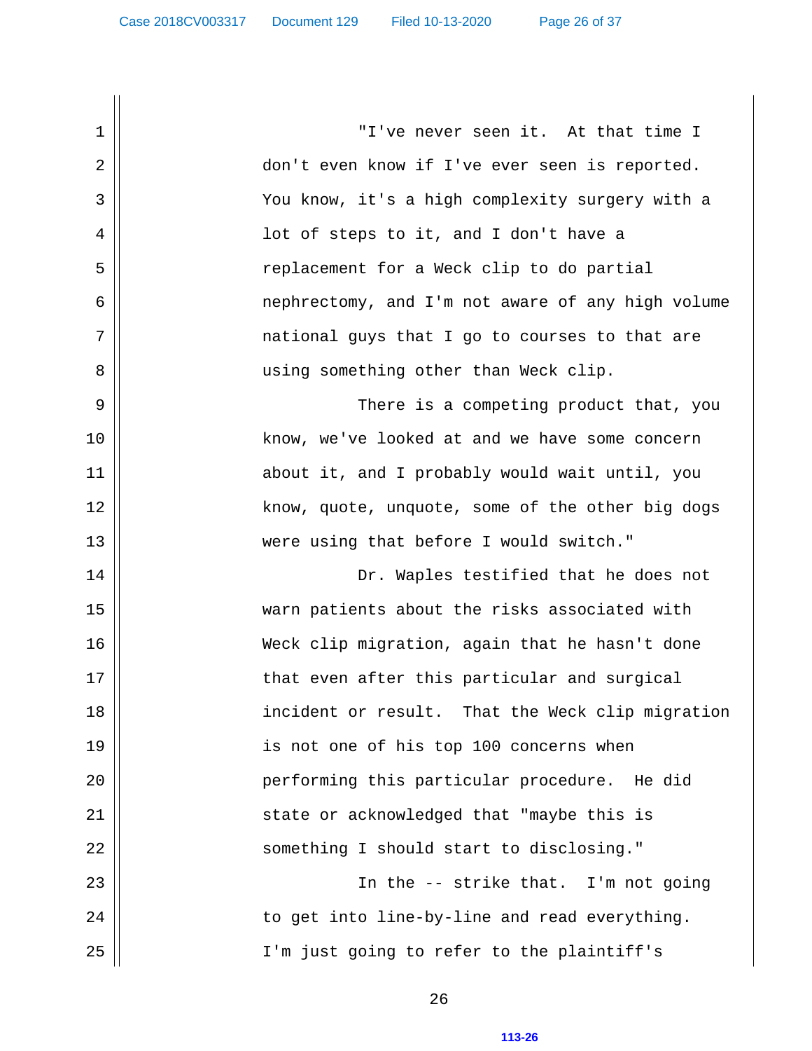"I've never seen it. At that time I don't even know if I've ever seen is reported. You know, it's a high complexity surgery with a lot of steps to it, and I don't have a replacement for a Weck clip to do partial nephrectomy, and I'm not aware of any high volume national guys that I go to courses to that are using something other than Weck clip.

There is a competing product that, you know, we've looked at and we have some concern about it, and I probably would wait until, you know, quote, unquote, some of the other big dogs were using that before I would switch."

Dr. Waples testified that he does not warn patients about the risks associated with Weck clip migration, again that he hasn't done that even after this particular and surgical incident or result. That the Weck clip migration is not one of his top 100 concerns when performing this particular procedure. He did state or acknowledged that "maybe this is something I should start to disclosing."

In the -- strike that. I'm not going to get into line-by-line and read everything. I'm just going to refer to the plaintiff's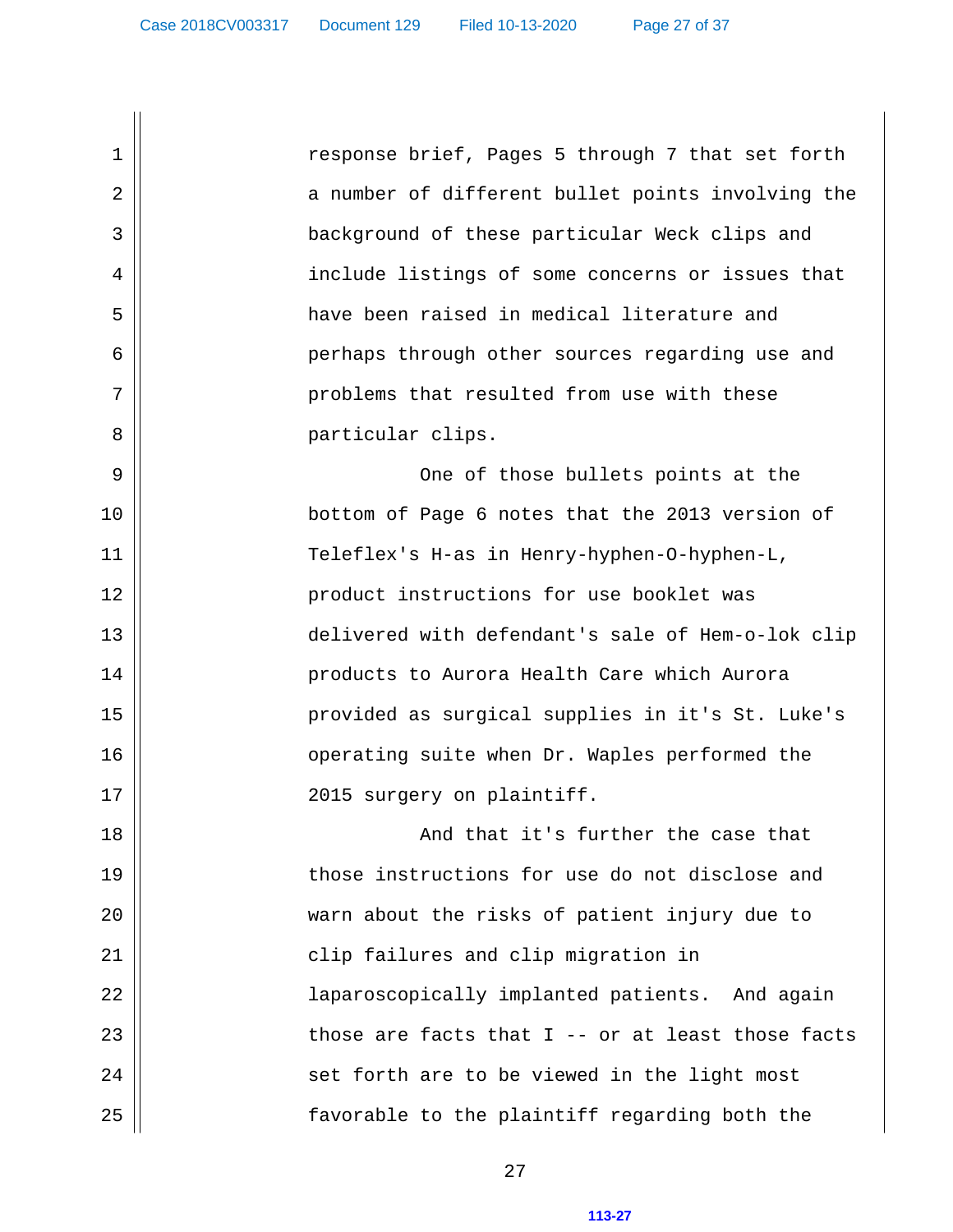response brief, Pages 5 through 7 that set forth a number of different bullet points involving the background of these particular Weck clips and include listings of some concerns or issues that have been raised in medical literature and perhaps through other sources regarding use and problems that resulted from use with these particular clips.

One of those bullets points at the bottom of Page 6 notes that the 2013 version of Teleflex's H-as in Henry-hyphen-O-hyphen-L, product instructions for use booklet was delivered with defendant's sale of Hem-o-lok clip products to Aurora Health Care which Aurora provided as surgical supplies in it's St. Luke's operating suite when Dr. Waples performed the 2015 surgery on plaintiff.

And that it's further the case that those instructions for use do not disclose and warn about the risks of patient injury due to clip failures and clip migration in laparoscopically implanted patients. And again those are facts that I -- or at least those facts set forth are to be viewed in the light most favorable to the plaintiff regarding both the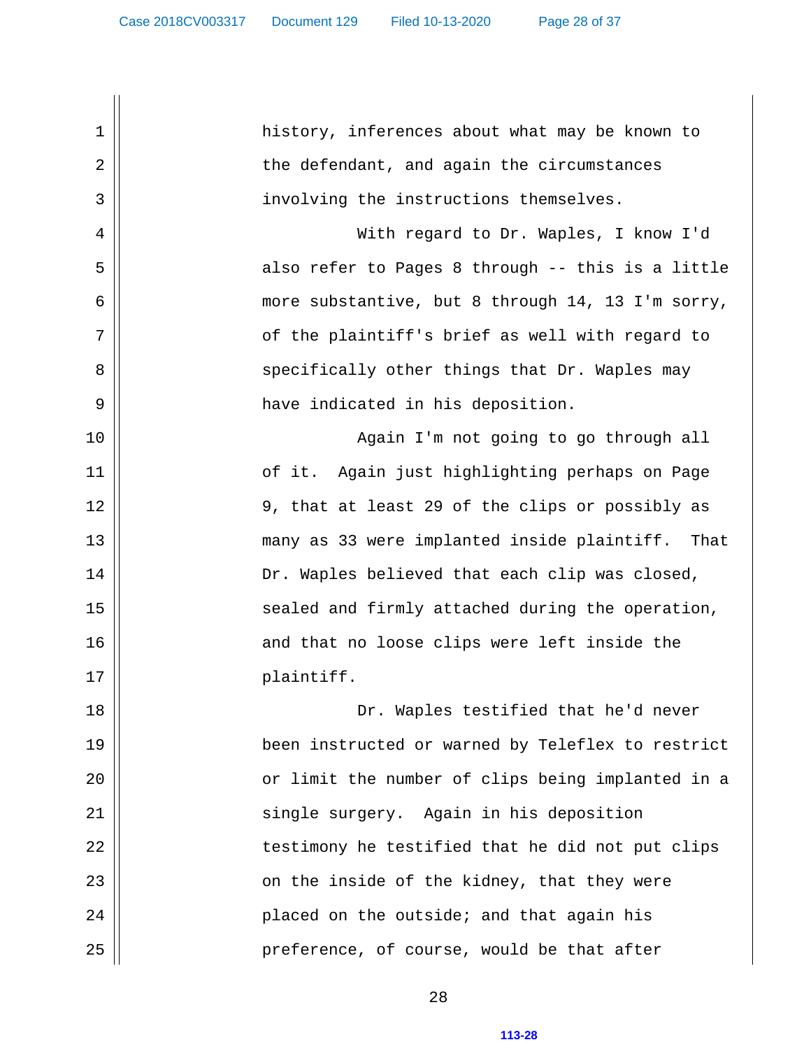history, inferences about what may be known to the defendant, and again the circumstances involving the instructions themselves.

With regard to Dr. Waples, I know I'd also refer to Pages 8 through -- this is a little more substantive, but 8 through 14, 13 I'm sorry, of the plaintiff's brief as well with regard to specifically other things that Dr. Waples may have indicated in his deposition.

Again I'm not going to go through all of it. Again just highlighting perhaps on Page 9, that at least 29 of the clips or possibly as many as 33 were implanted inside plaintiff. That Dr. Waples believed that each clip was closed, sealed and firmly attached during the operation, and that no loose clips were left inside the plaintiff.

Dr. Waples testified that he'd never been instructed or warned by Teleflex to restrict or limit the number of clips being implanted in a single surgery. Again in his deposition testimony he testified that he did not put clips on the inside of the kidney, that they were placed on the outside; and that again his preference, of course, would be that after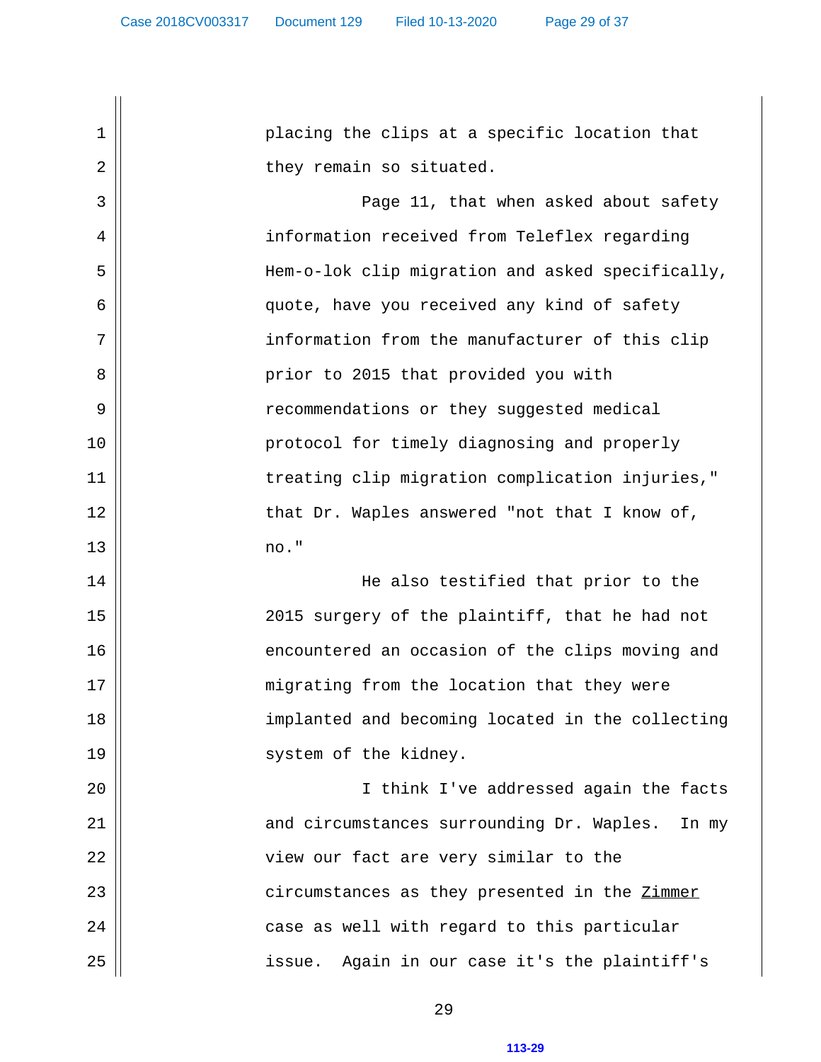placing the clips at a specific location that they remain so situated.

Page 11, that when asked about safety information received from Teleflex regarding Hem-o-lok clip migration and asked specifically, quote, have you received any kind of safety information from the manufacturer of this clip prior to 2015 that provided you with recommendations or they suggested medical protocol for timely diagnosing and properly treating clip migration complication injuries," that Dr. Waples answered "not that I know of, no."

He also testified that prior to the 2015 surgery of the plaintiff, that he had not encountered an occasion of the clips moving and migrating from the location that they were implanted and becoming located in the collecting system of the kidney.

I think I've addressed again the facts and circumstances surrounding Dr. Waples. In my view our fact are very similar to the circumstances as they presented in the _Zimmer_ case as well with regard to this particular issue. Again in our case it's the plaintiff's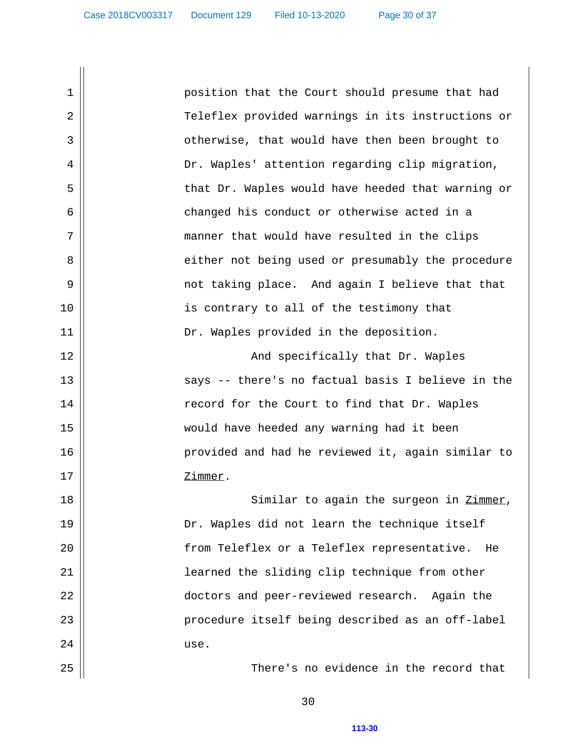position that the Court should presume that had Teleflex provided warnings in its instructions or otherwise, that would have then been brought to Dr. Waples' attention regarding clip migration, that Dr. Waples would have heeded that warning or changed his conduct or otherwise acted in a manner that would have resulted in the clips either not being used or presumably the procedure not taking place. And again I believe that that is contrary to all of the testimony that Dr. Waples provided in the deposition.

And specifically that Dr. Waples says -- there's no factual basis I believe in the record for the Court to find that Dr. Waples would have heeded any warning had it been provided and had he reviewed it, again similar to Zimmer.

Similar to again the surgeon in Zimmer, Dr. Waples did not learn the technique itself from Teleflex or a Teleflex representative. He learned the sliding clip technique from other doctors and peer-reviewed research. Again the procedure itself being described as an off-label use.

There's no evidence in the record that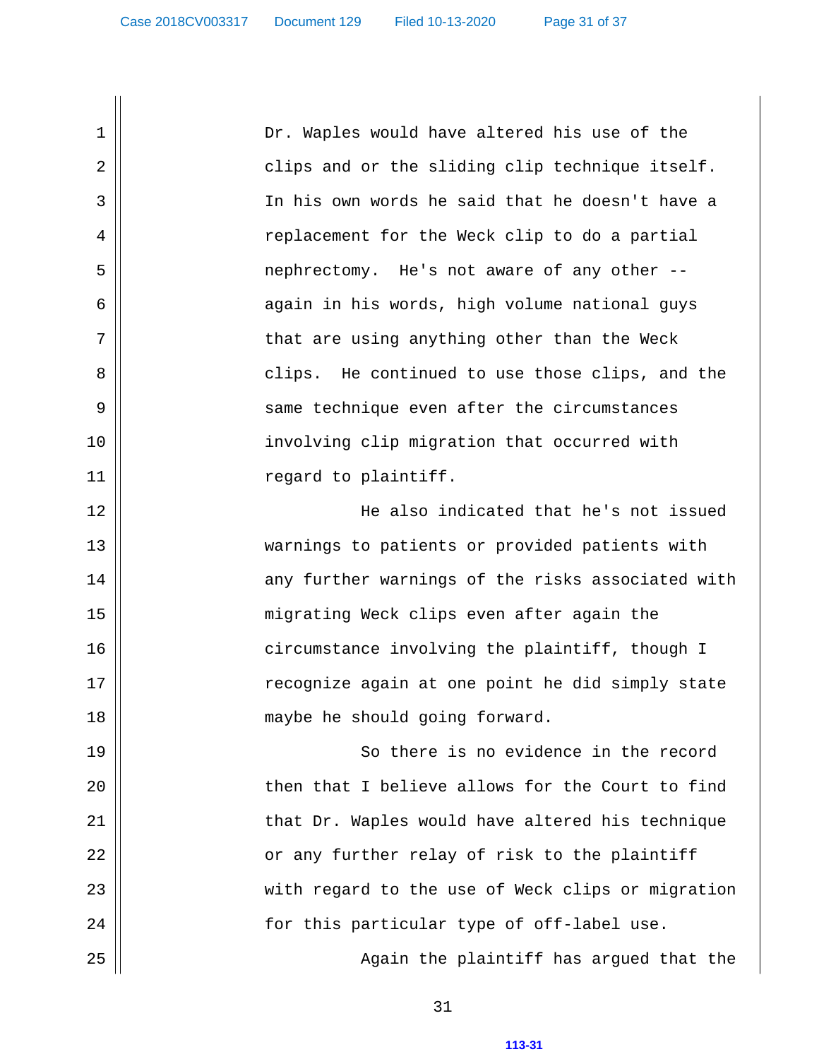Dr. Waples would have altered his use of the clips and or the sliding clip technique itself. In his own words he said that he doesn't have a replacement for the Weck clip to do a partial nephrectomy. He's not aware of any other -- again in his words, high volume national guys that are using anything other than the Weck clips. He continued to use those clips, and the same technique even after the circumstances involving clip migration that occurred with regard to plaintiff.

He also indicated that he's not issued warnings to patients or provided patients with any further warnings of the risks associated with migrating Weck clips even after again the circumstance involving the plaintiff, though I recognize again at one point he did simply state maybe he should going forward.

So there is no evidence in the record then that I believe allows for the Court to find that Dr. Waples would have altered his technique or any further relay of risk to the plaintiff with regard to the use of Weck clips or migration for this particular type of off-label use.

Again the plaintiff has argued that the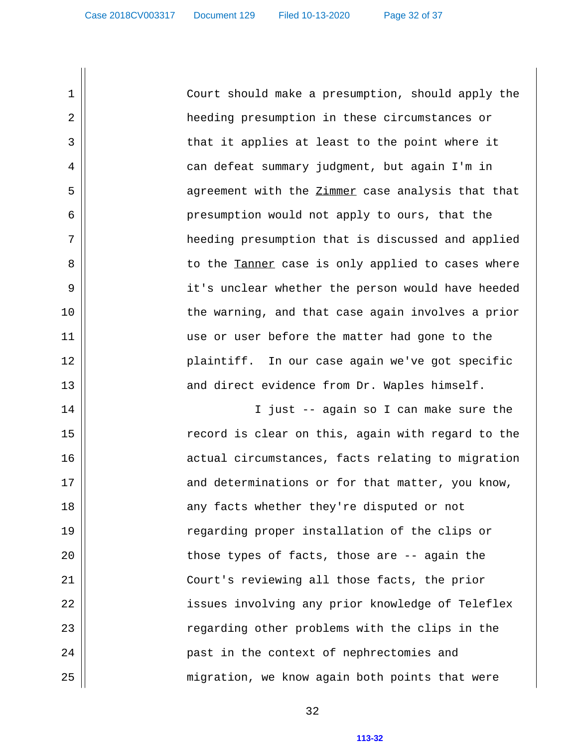Court should make a presumption, should apply the heeding presumption in these circumstances or that it applies at least to the point where it can defeat summary judgment, but again I'm in agreement with the _Zimmer_ case analysis that that presumption would not apply to ours, that the heeding presumption that is discussed and applied to the _Tanner_ case is only applied to cases where it's unclear whether the person would have heeded the warning, and that case again involves a prior use or user before the matter had gone to the plaintiff. In our case again we've got specific and direct evidence from Dr. Waples himself.

I just -- again so I can make sure the record is clear on this, again with regard to the actual circumstances, facts relating to migration and determinations or for that matter, you know, any facts whether they're disputed or not regarding proper installation of the clips or those types of facts, those are -- again the Court's reviewing all those facts, the prior issues involving any prior knowledge of Teleflex regarding other problems with the clips in the past in the context of nephrectomies and migration, we know again both points that were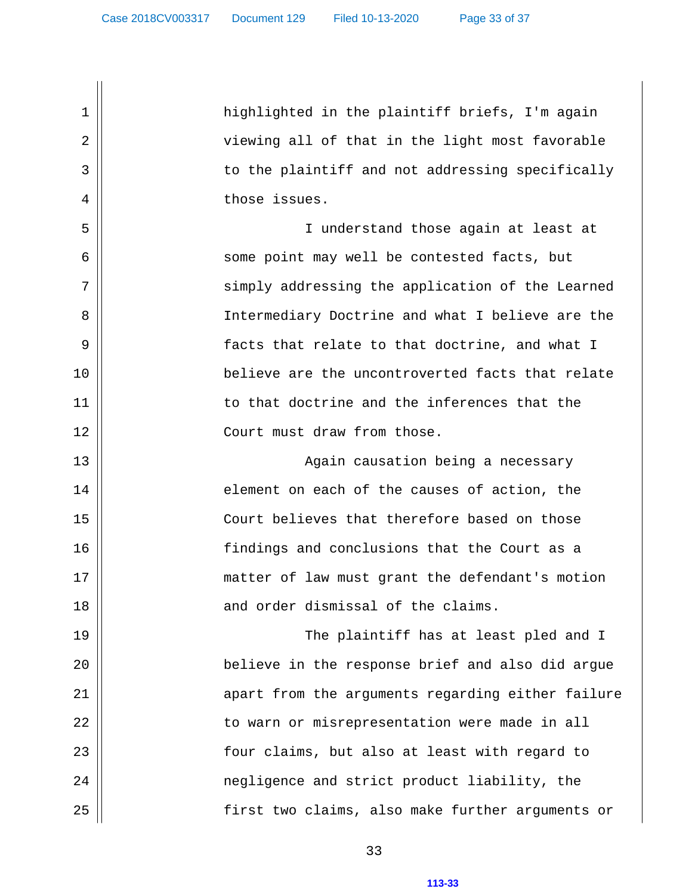highlighted in the plaintiff briefs, I'm again viewing all of that in the light most favorable to the plaintiff and not addressing specifically those issues.

I understand those again at least at some point may well be contested facts, but simply addressing the application of the Learned Intermediary Doctrine and what I believe are the facts that relate to that doctrine, and what I believe are the uncontroverted facts that relate to that doctrine and the inferences that the Court must draw from those.

Again causation being a necessary element on each of the causes of action, the Court believes that therefore based on those findings and conclusions that the Court as a matter of law must grant the defendant's motion and order dismissal of the claims.

The plaintiff has at least pled and I believe in the response brief and also did argue apart from the arguments regarding either failure to warn or misrepresentation were made in all four claims, but also at least with regard to negligence and strict product liability, the first two claims, also make further arguments or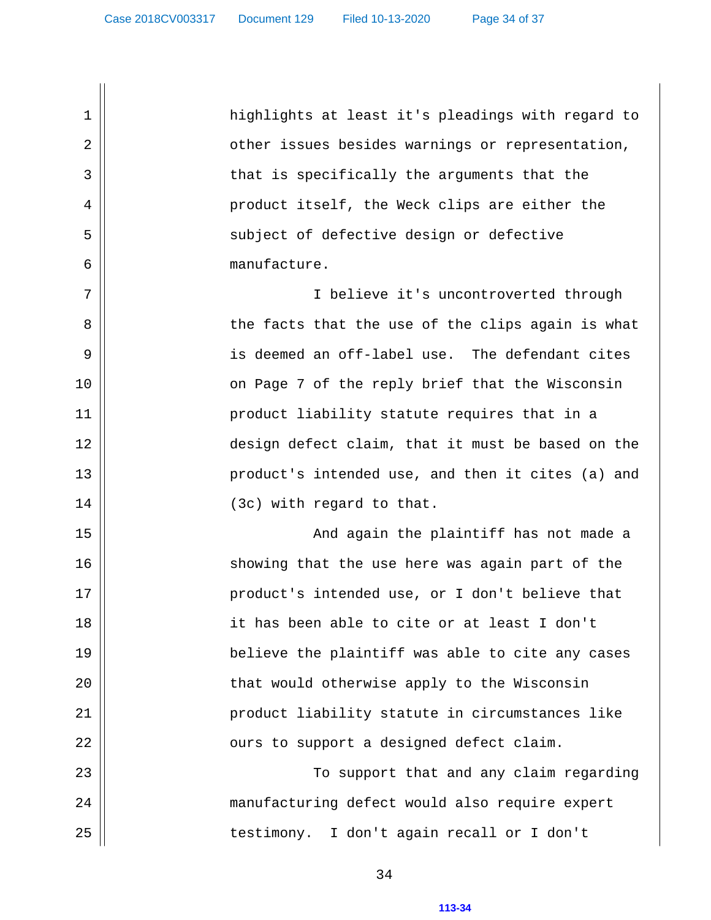highlights at least it's pleadings with regard to other issues besides warnings or representation, that is specifically the arguments that the product itself, the Weck clips are either the subject of defective design or defective manufacture.

I believe it's uncontroverted through the facts that the use of the clips again is what is deemed an off-label use. The defendant cites on Page 7 of the reply brief that the Wisconsin product liability statute requires that in a design defect claim, that it must be based on the product's intended use, and then it cites (a) and (3c) with regard to that.

And again the plaintiff has not made a showing that the use here was again part of the product's intended use, or I don't believe that it has been able to cite or at least I don't believe the plaintiff was able to cite any cases that would otherwise apply to the Wisconsin product liability statute in circumstances like ours to support a designed defect claim.

To support that and any claim regarding manufacturing defect would also require expert testimony. I don't again recall or I don't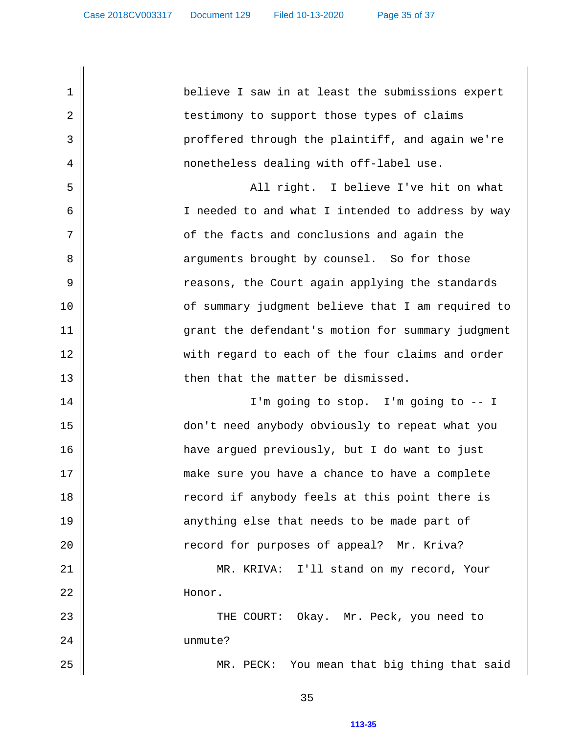1 believe I saw in at least the submissions expert
2 testimony to support those types of claims
3 proffered through the plaintiff, and again we're
4 nonetheless dealing with off-label use.
5 All right. I believe I've hit on what
6 I needed to and what I intended to address by way
7 of the facts and conclusions and again the
8 arguments brought by counsel. So for those
9 reasons, the Court again applying the standards
10 of summary judgment believe that I am required to
11 grant the defendant's motion for summary judgment
12 with regard to each of the four claims and order
13 then that the matter be dismissed.
14 I'm going to stop. I'm going to -- I
15 don't need anybody obviously to repeat what you
16 have argued previously, but I do want to just
17 make sure you have a chance to have a complete
18 record if anybody feels at this point there is
19 anything else that needs to be made part of
20 record for purposes of appeal? Mr. Kriva?
21 MR. KRIVA: I'll stand on my record, Your
22 Honor.
23 THE COURT: Okay. Mr. Peck, you need to
24 unmute?
25 MR. PECK: You mean that big thing that said

113-35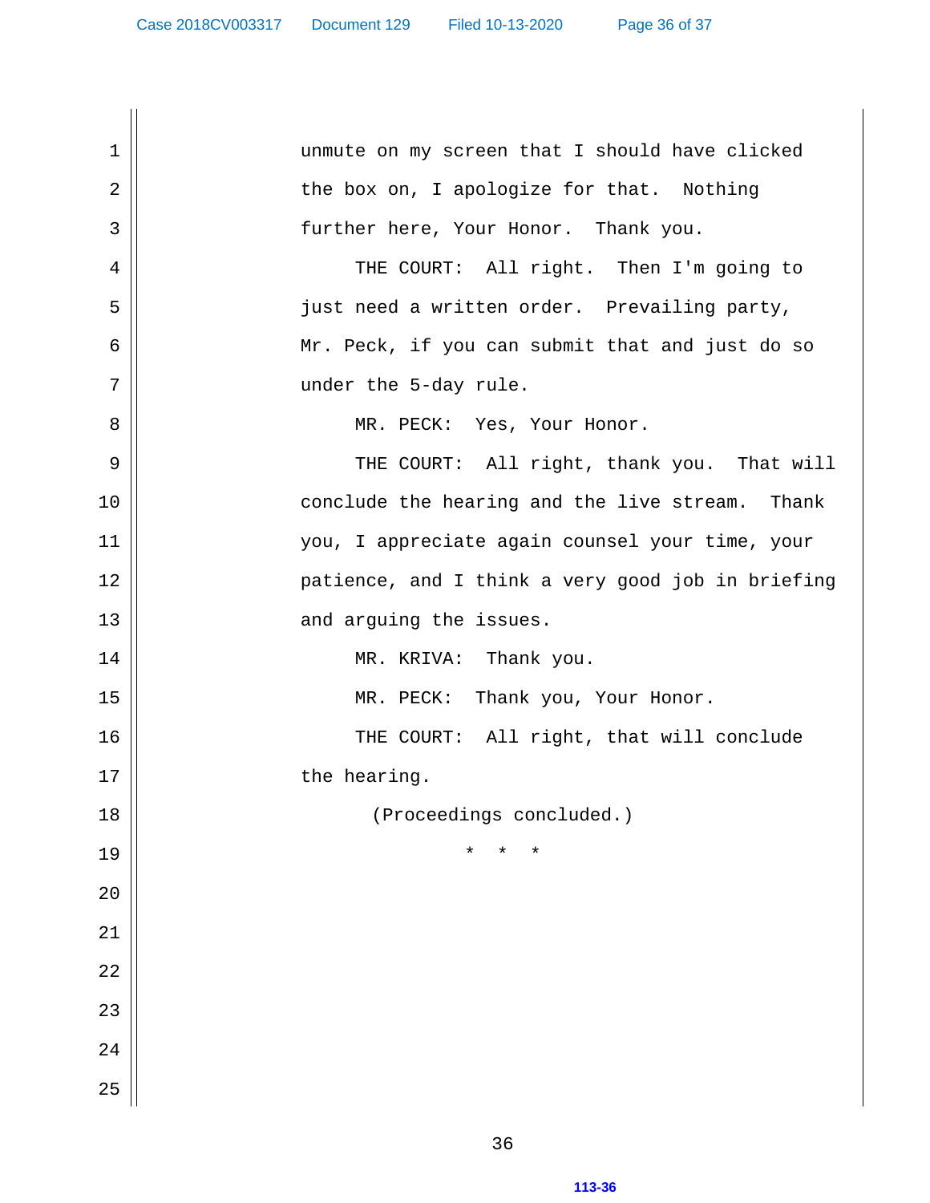unmute on my screen that I should have clicked the box on, I apologize for that. Nothing further here, Your Honor. Thank you.

THE COURT: All right. Then I'm going to just need a written order. Prevailing party, Mr. Peck, if you can submit that and just do so under the 5-day rule.

MR. PECK: Yes, Your Honor.

THE COURT: All right, thank you. That will conclude the hearing and the live stream. Thank you, I appreciate again counsel your time, your patience, and I think a very good job in briefing and arguing the issues.

MR. KRIVA: Thank you.

MR. PECK: Thank you, Your Honor.

THE COURT: All right, that will conclude the hearing.

(Proceedings concluded.)

\* \* \*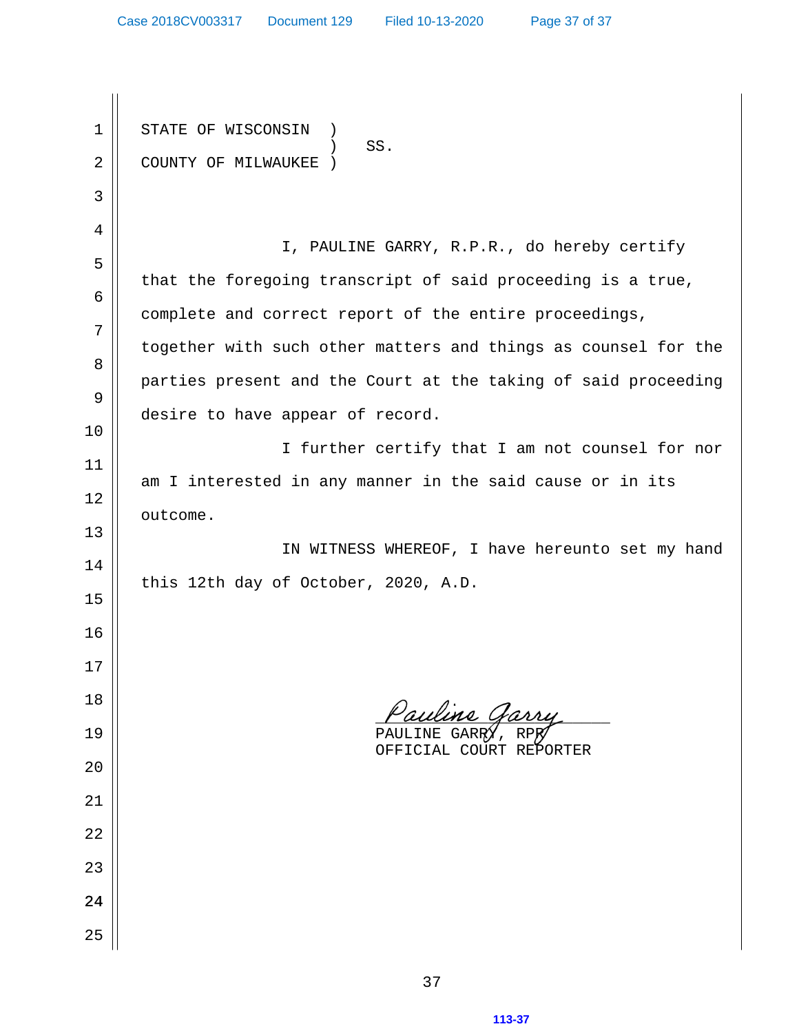STATE OF WISCONSIN )
) SS.
COUNTY OF MILWAUKEE )

I, PAULINE GARRY, R.P.R., do hereby certify that the foregoing transcript of said proceeding is a true, complete and correct report of the entire proceedings, together with such other matters and things as counsel for the parties present and the Court at the taking of said proceeding desire to have appear of record.

I further certify that I am not counsel for nor am I interested in any manner in the said cause or in its outcome.

IN WITNESS WHEREOF, I have hereunto set my hand this 12th day of October, 2020, A.D.

Pauline Garry

PAULINE GARRY, RPR
OFFICIAL COURT REPORTER